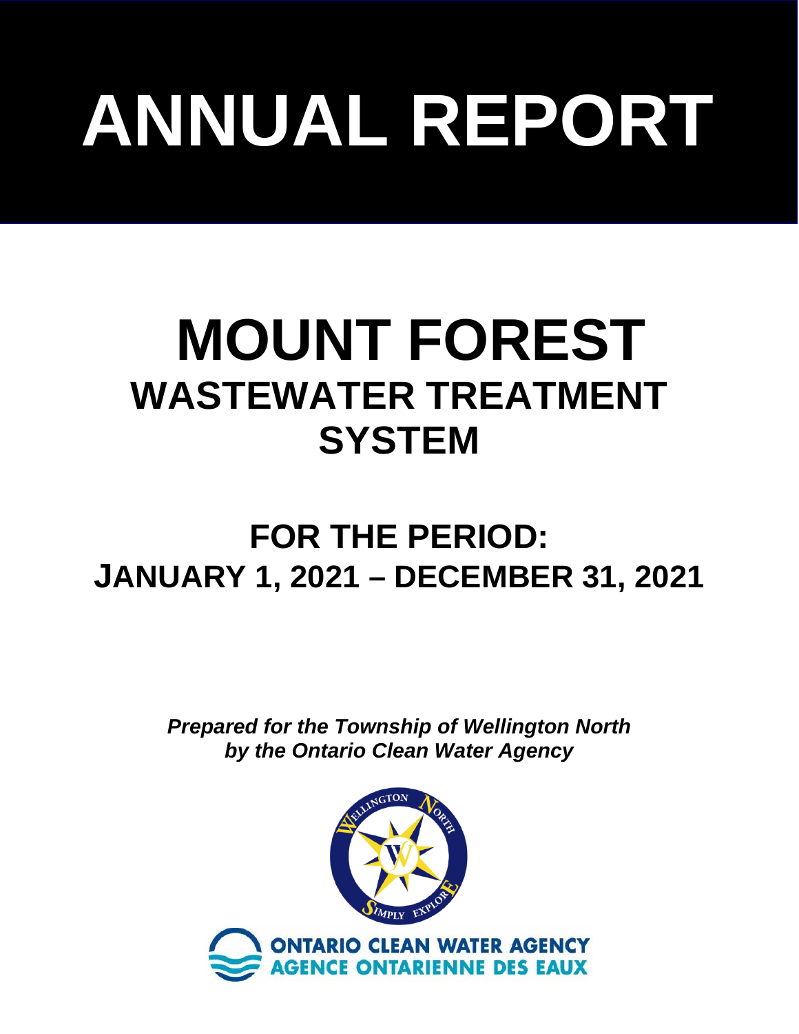# ANNUAL REPORT

# MOUNT FOREST
## WASTEWATER TREATMENT SYSTEM

## FOR THE PERIOD:
## JANUARY 1, 2021 – DECEMBER 31, 2021

***Prepared for the Township of Wellington North***
***by the Ontario Clean Water Agency***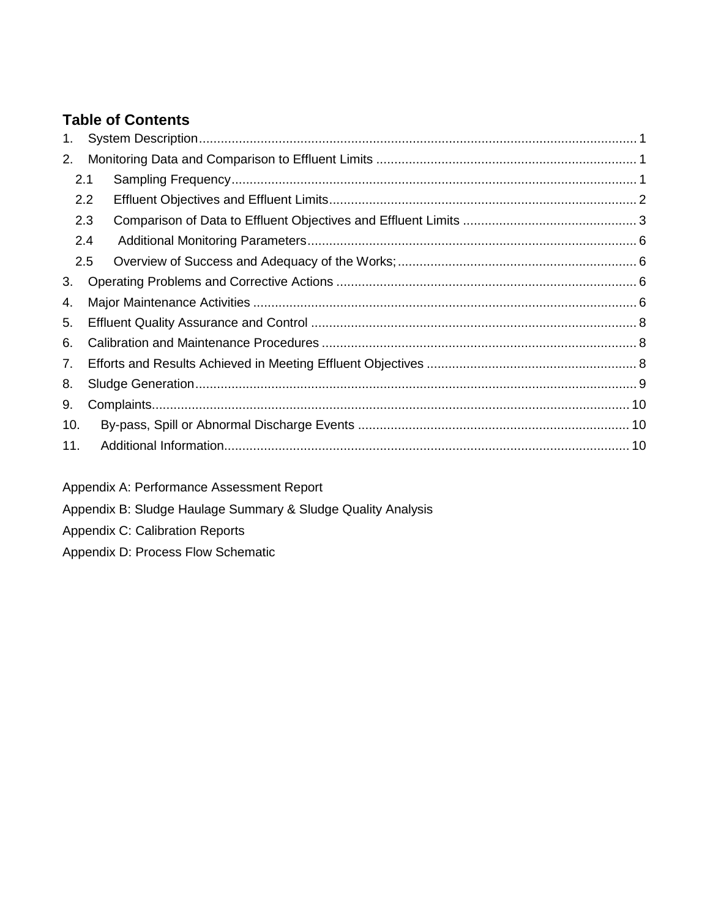## Table of Contents

1. System Description........................................................................................................................ 1
2. Monitoring Data and Comparison to Effluent Limits ........................................................................ 1
   - 2.1 Sampling Frequency............................................................................................................... 1
   - 2.2 Effluent Objectives and Effluent Limits..................................................................................... 2
   - 2.3 Comparison of Data to Effluent Objectives and Effluent Limits ................................................ 3
   - 2.4 Additional Monitoring Parameters........................................................................................... 6
   - 2.5 Overview of Success and Adequacy of the Works;.................................................................. 6
3. Operating Problems and Corrective Actions .................................................................................. 6
4. Major Maintenance Activities .......................................................................................................... 6
5. Effluent Quality Assurance and Control .......................................................................................... 8
6. Calibration and Maintenance Procedures ....................................................................................... 8
7. Efforts and Results Achieved in Meeting Effluent Objectives .......................................................... 8
8. Sludge Generation.......................................................................................................................... 9
9. Complaints.................................................................................................................................... 10
10. By-pass, Spill or Abnormal Discharge Events ............................................................................ 10
11. Additional Information................................................................................................................ 10

Appendix A: Performance Assessment Report

Appendix B: Sludge Haulage Summary & Sludge Quality Analysis

Appendix C: Calibration Reports

Appendix D: Process Flow Schematic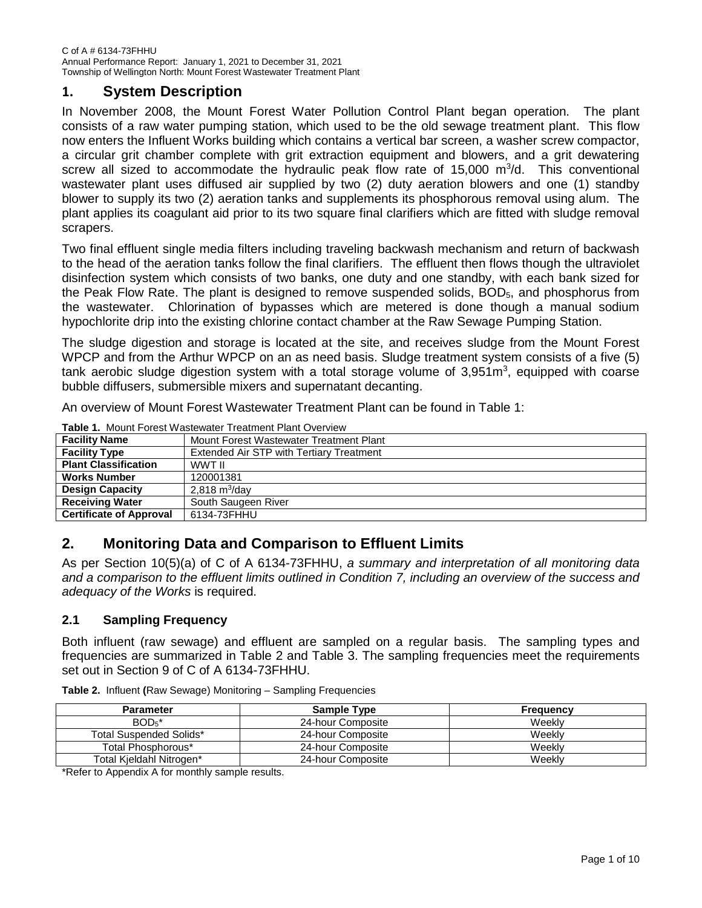## 1. System Description

In November 2008, the Mount Forest Water Pollution Control Plant began operation. The plant consists of a raw water pumping station, which used to be the old sewage treatment plant. This flow now enters the Influent Works building which contains a vertical bar screen, a washer screw compactor, a circular grit chamber complete with grit extraction equipment and blowers, and a grit dewatering screw all sized to accommodate the hydraulic peak flow rate of 15,000 $m^3$/d. This conventional wastewater plant uses diffused air supplied by two (2) duty aeration blowers and one (1) standby blower to supply its two (2) aeration tanks and supplements its phosphorous removal using alum. The plant applies its coagulant aid prior to its two square final clarifiers which are fitted with sludge removal scrapers.

Two final effluent single media filters including traveling backwash mechanism and return of backwash to the head of the aeration tanks follow the final clarifiers. The effluent then flows though the ultraviolet disinfection system which consists of two banks, one duty and one standby, with each bank sized for the Peak Flow Rate. The plant is designed to remove suspended solids, $BOD_5$, and phosphorus from the wastewater. Chlorination of bypasses which are metered is done though a manual sodium hypochlorite drip into the existing chlorine contact chamber at the Raw Sewage Pumping Station.

The sludge digestion and storage is located at the site, and receives sludge from the Mount Forest WPCP and from the Arthur WPCP on an as need basis. Sludge treatment system consists of a five (5) tank aerobic sludge digestion system with a total storage volume of 3,951$m^3$, equipped with coarse bubble diffusers, submersible mixers and supernatant decanting.

An overview of Mount Forest Wastewater Treatment Plant can be found in Table 1:

**Table 1.** Mount Forest Wastewater Treatment Plant Overview

| | |
|---|---|
| **Facility Name** | Mount Forest Wastewater Treatment Plant |
| **Facility Type** | Extended Air STP with Tertiary Treatment |
| **Plant Classification** | WWT II |
| **Works Number** | 120001381 |
| **Design Capacity** | 2,818 $m^3$/day |
| **Receiving Water** | South Saugeen River |
| **Certificate of Approval** | 6134-73FHHU |

## 2. Monitoring Data and Comparison to Effluent Limits

As per Section 10(5)(a) of C of A 6134-73FHHU, *a summary and interpretation of all monitoring data and a comparison to the effluent limits outlined in Condition 7, including an overview of the success and adequacy of the Works* is required.

### 2.1 Sampling Frequency

Both influent (raw sewage) and effluent are sampled on a regular basis. The sampling types and frequencies are summarized in Table 2 and Table 3. The sampling frequencies meet the requirements set out in Section 9 of C of A 6134-73FHHU.

**Table 2.** Influent **(**Raw Sewage) Monitoring – Sampling Frequencies

| Parameter | Sample Type | Frequency |
|---|---|---|
| $BOD_5$* | 24-hour Composite | Weekly |
| Total Suspended Solids* | 24-hour Composite | Weekly |
| Total Phosphorous* | 24-hour Composite | Weekly |
| Total Kjeldahl Nitrogen* | 24-hour Composite | Weekly |

*Refer to Appendix A for monthly sample results.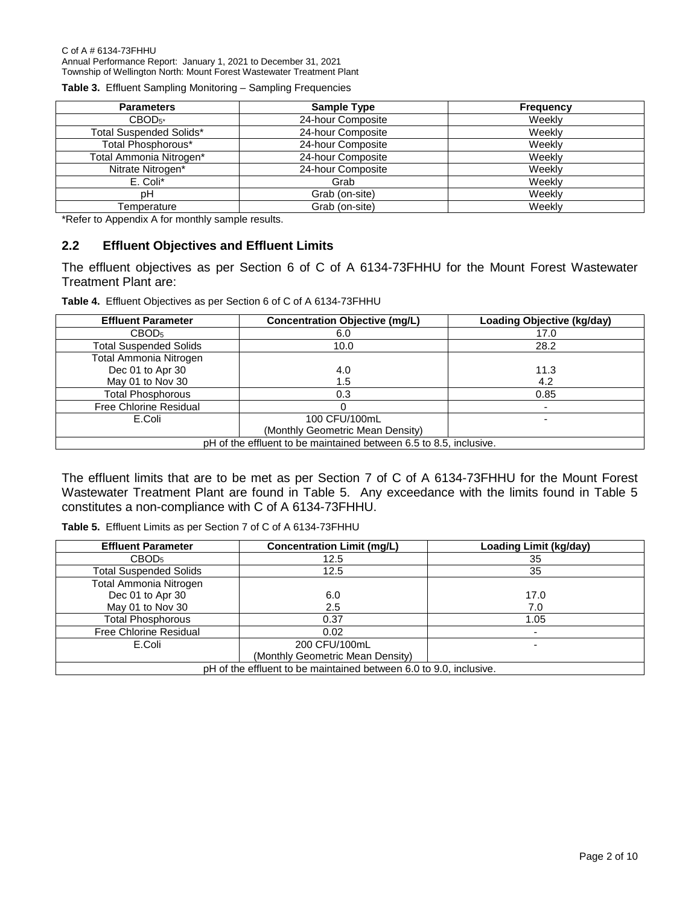**Table 3.** Effluent Sampling Monitoring – Sampling Frequencies

| Parameters | Sample Type | Frequency |
|---|---|---|
| $CBOD_5$* | 24-hour Composite | Weekly |
| Total Suspended Solids* | 24-hour Composite | Weekly |
| Total Phosphorous* | 24-hour Composite | Weekly |
| Total Ammonia Nitrogen* | 24-hour Composite | Weekly |
| Nitrate Nitrogen* | 24-hour Composite | Weekly |
| E. Coli* | Grab | Weekly |
| pH | Grab (on-site) | Weekly |
| Temperature | Grab (on-site) | Weekly |

*Refer to Appendix A for monthly sample results.

## 2.2 Effluent Objectives and Effluent Limits

The effluent objectives as per Section 6 of C of A 6134-73FHHU for the Mount Forest Wastewater Treatment Plant are:

**Table 4.** Effluent Objectives as per Section 6 of C of A 6134-73FHHU

| Effluent Parameter | Concentration Objective (mg/L) | Loading Objective (kg/day) |
|---|---|---|
| $CBOD_5$ | 6.0 | 17.0 |
| Total Suspended Solids | 10.0 | 28.2 |
| Total Ammonia Nitrogen | | |
| Dec 01 to Apr 30 | 4.0 | 11.3 |
| May 01 to Nov 30 | 1.5 | 4.2 |
| Total Phosphorous | 0.3 | 0.85 |
| Free Chlorine Residual | 0 | - |
| E.Coli | 100 CFU/100mL (Monthly Geometric Mean Density) | - |
| pH of the effluent to be maintained between 6.5 to 8.5, inclusive. | | |

The effluent limits that are to be met as per Section 7 of C of A 6134-73FHHU for the Mount Forest Wastewater Treatment Plant are found in Table 5. Any exceedance with the limits found in Table 5 constitutes a non-compliance with C of A 6134-73FHHU.

**Table 5.** Effluent Limits as per Section 7 of C of A 6134-73FHHU

| Effluent Parameter | Concentration Limit (mg/L) | Loading Limit (kg/day) |
|---|---|---|
| $CBOD_5$ | 12.5 | 35 |
| Total Suspended Solids | 12.5 | 35 |
| Total Ammonia Nitrogen | | |
| Dec 01 to Apr 30 | 6.0 | 17.0 |
| May 01 to Nov 30 | 2.5 | 7.0 |
| Total Phosphorous | 0.37 | 1.05 |
| Free Chlorine Residual | 0.02 | - |
| E.Coli | 200 CFU/100mL (Monthly Geometric Mean Density) | - |
| pH of the effluent to be maintained between 6.0 to 9.0, inclusive. | | |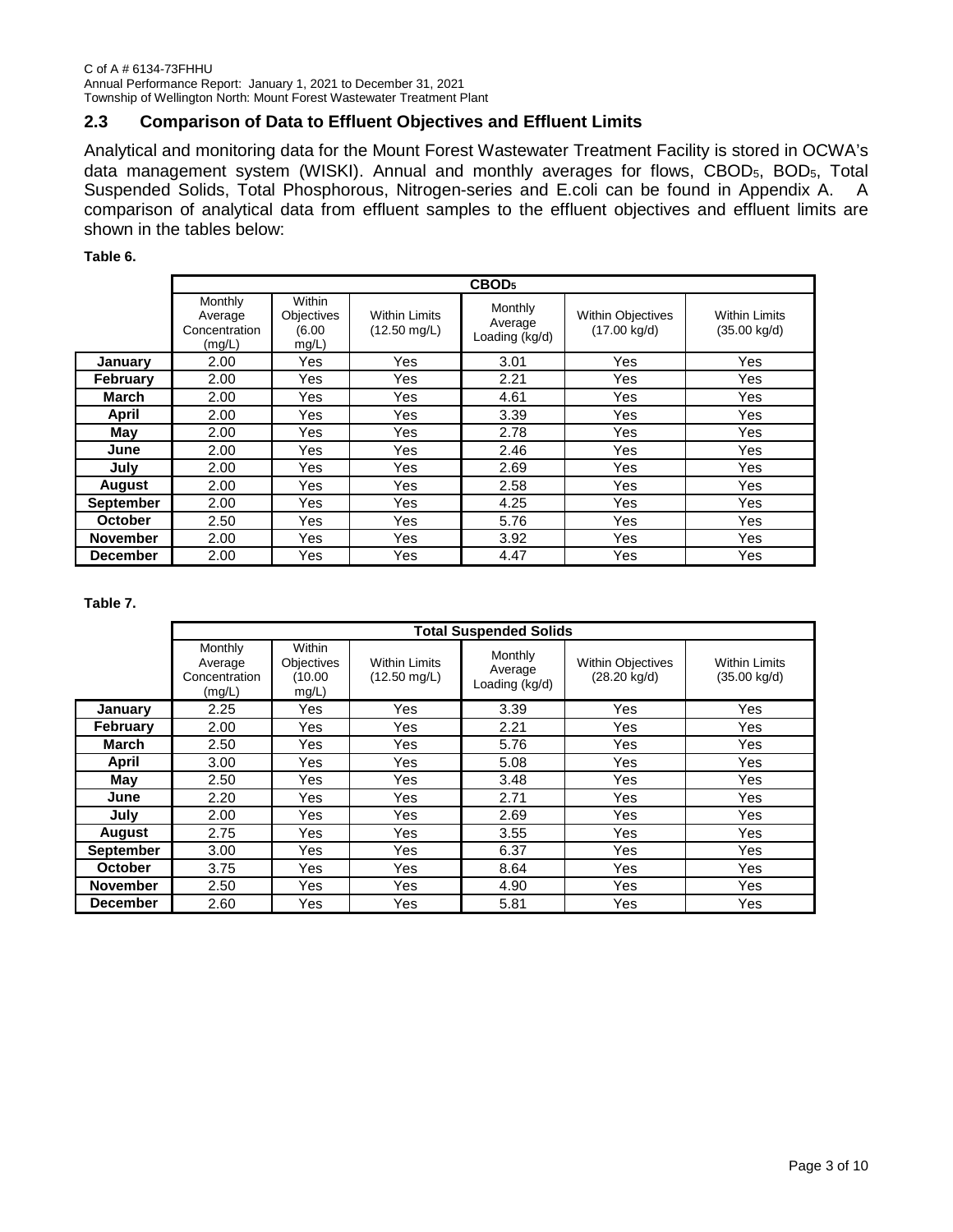## 2.3 Comparison of Data to Effluent Objectives and Effluent Limits

Analytical and monitoring data for the Mount Forest Wastewater Treatment Facility is stored in OCWA's data management system (WISKI). Annual and monthly averages for flows, $CBOD_5$, $BOD_5$, Total Suspended Solids, Total Phosphorous, Nitrogen-series and E.coli can be found in Appendix A. A comparison of analytical data from effluent samples to the effluent objectives and effluent limits are shown in the tables below:

**Table 6.**

| | $CBOD_5$ | | | | | |
|---|---|---|---|---|---|---|
| | Monthly Average Concentration (mg/L) | Within Objectives (6.00 mg/L) | Within Limits (12.50 mg/L) | Monthly Average Loading (kg/d) | Within Objectives (17.00 kg/d) | Within Limits (35.00 kg/d) |
| **January** | 2.00 | Yes | Yes | 3.01 | Yes | Yes |
| **February** | 2.00 | Yes | Yes | 2.21 | Yes | Yes |
| **March** | 2.00 | Yes | Yes | 4.61 | Yes | Yes |
| **April** | 2.00 | Yes | Yes | 3.39 | Yes | Yes |
| **May** | 2.00 | Yes | Yes | 2.78 | Yes | Yes |
| **June** | 2.00 | Yes | Yes | 2.46 | Yes | Yes |
| **July** | 2.00 | Yes | Yes | 2.69 | Yes | Yes |
| **August** | 2.00 | Yes | Yes | 2.58 | Yes | Yes |
| **September** | 2.00 | Yes | Yes | 4.25 | Yes | Yes |
| **October** | 2.50 | Yes | Yes | 5.76 | Yes | Yes |
| **November** | 2.00 | Yes | Yes | 3.92 | Yes | Yes |
| **December** | 2.00 | Yes | Yes | 4.47 | Yes | Yes |

**Table 7.**

| | Total Suspended Solids | | | | | |
|---|---|---|---|---|---|---|
| | Monthly Average Concentration (mg/L) | Within Objectives (10.00 mg/L) | Within Limits (12.50 mg/L) | Monthly Average Loading (kg/d) | Within Objectives (28.20 kg/d) | Within Limits (35.00 kg/d) |
| **January** | 2.25 | Yes | Yes | 3.39 | Yes | Yes |
| **February** | 2.00 | Yes | Yes | 2.21 | Yes | Yes |
| **March** | 2.50 | Yes | Yes | 5.76 | Yes | Yes |
| **April** | 3.00 | Yes | Yes | 5.08 | Yes | Yes |
| **May** | 2.50 | Yes | Yes | 3.48 | Yes | Yes |
| **June** | 2.20 | Yes | Yes | 2.71 | Yes | Yes |
| **July** | 2.00 | Yes | Yes | 2.69 | Yes | Yes |
| **August** | 2.75 | Yes | Yes | 3.55 | Yes | Yes |
| **September** | 3.00 | Yes | Yes | 6.37 | Yes | Yes |
| **October** | 3.75 | Yes | Yes | 8.64 | Yes | Yes |
| **November** | 2.50 | Yes | Yes | 4.90 | Yes | Yes |
| **December** | 2.60 | Yes | Yes | 5.81 | Yes | Yes |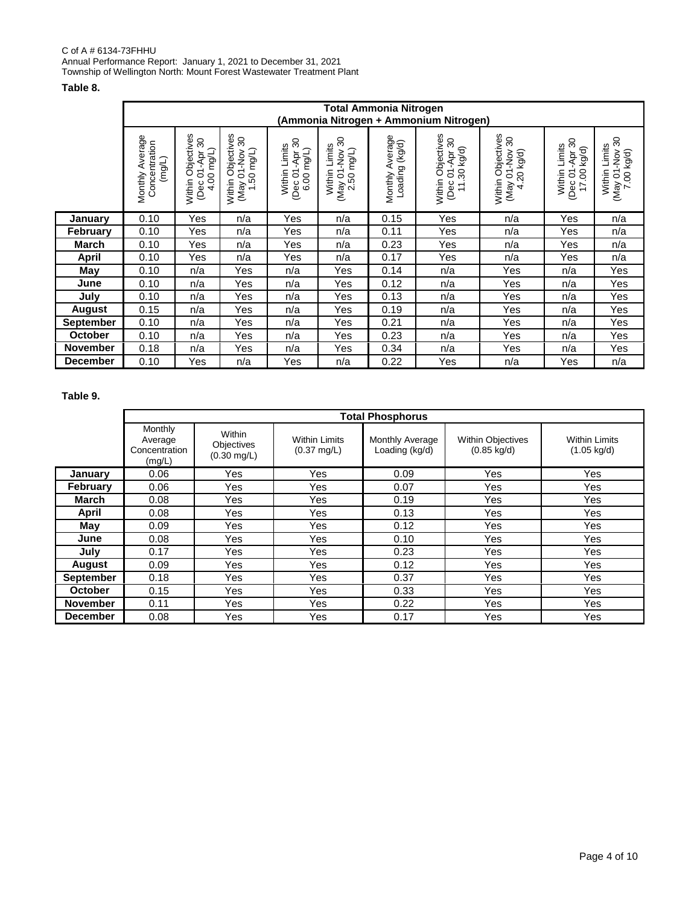C of A # 6134-73FHHU
Annual Performance Report: January 1, 2021 to December 31, 2021
Township of Wellington North: Mount Forest Wastewater Treatment Plant

**Table 8.**

| | Total Ammonia Nitrogen (Ammonia Nitrogen + Ammonium Nitrogen) | | | | | | | | | |
|---|---|---|---|---|---|---|---|---|---|---|
| | Monthly Average Concentration (mg/L) | Within Objectives (Dec 01-Apr 30 4.00 mg/L) | Within Objectives (May 01-Nov 30 1.50 mg/L) | Within Limits (Dec 01-Apr 30 6.00 mg/L) | Within Limits (May 01-Nov 30 2.50 mg/L) | Monthly Average Loading (kg/d) | Within Objectives (Dec 01-Apr 30 11.30 kg/d) | Within Objectives (May 01-Nov 30 4.20 kg/d) | Within Limits (Dec 01-Apr 30 17.00 kg/d) | Within Limits (May 01-Nov 30 7.00 kg/d) |
| **January** | 0.10 | Yes | n/a | Yes | n/a | 0.15 | Yes | n/a | Yes | n/a |
| **February** | 0.10 | Yes | n/a | Yes | n/a | 0.11 | Yes | n/a | Yes | n/a |
| **March** | 0.10 | Yes | n/a | Yes | n/a | 0.23 | Yes | n/a | Yes | n/a |
| **April** | 0.10 | Yes | n/a | Yes | n/a | 0.17 | Yes | n/a | Yes | n/a |
| **May** | 0.10 | n/a | Yes | n/a | Yes | 0.14 | n/a | Yes | n/a | Yes |
| **June** | 0.10 | n/a | Yes | n/a | Yes | 0.12 | n/a | Yes | n/a | Yes |
| **July** | 0.10 | n/a | Yes | n/a | Yes | 0.13 | n/a | Yes | n/a | Yes |
| **August** | 0.15 | n/a | Yes | n/a | Yes | 0.19 | n/a | Yes | n/a | Yes |
| **September** | 0.10 | n/a | Yes | n/a | Yes | 0.21 | n/a | Yes | n/a | Yes |
| **October** | 0.10 | n/a | Yes | n/a | Yes | 0.23 | n/a | Yes | n/a | Yes |
| **November** | 0.18 | n/a | Yes | n/a | Yes | 0.34 | n/a | Yes | n/a | Yes |
| **December** | 0.10 | Yes | n/a | Yes | n/a | 0.22 | Yes | n/a | Yes | n/a |

**Table 9.**

| | Total Phosphorus | | | | | |
|---|---|---|---|---|---|---|
| | Monthly Average Concentration (mg/L) | Within Objectives (0.30 mg/L) | Within Limits (0.37 mg/L) | Monthly Average Loading (kg/d) | Within Objectives (0.85 kg/d) | Within Limits (1.05 kg/d) |
| **January** | 0.06 | Yes | Yes | 0.09 | Yes | Yes |
| **February** | 0.06 | Yes | Yes | 0.07 | Yes | Yes |
| **March** | 0.08 | Yes | Yes | 0.19 | Yes | Yes |
| **April** | 0.08 | Yes | Yes | 0.13 | Yes | Yes |
| **May** | 0.09 | Yes | Yes | 0.12 | Yes | Yes |
| **June** | 0.08 | Yes | Yes | 0.10 | Yes | Yes |
| **July** | 0.17 | Yes | Yes | 0.23 | Yes | Yes |
| **August** | 0.09 | Yes | Yes | 0.12 | Yes | Yes |
| **September** | 0.18 | Yes | Yes | 0.37 | Yes | Yes |
| **October** | 0.15 | Yes | Yes | 0.33 | Yes | Yes |
| **November** | 0.11 | Yes | Yes | 0.22 | Yes | Yes |
| **December** | 0.08 | Yes | Yes | 0.17 | Yes | Yes |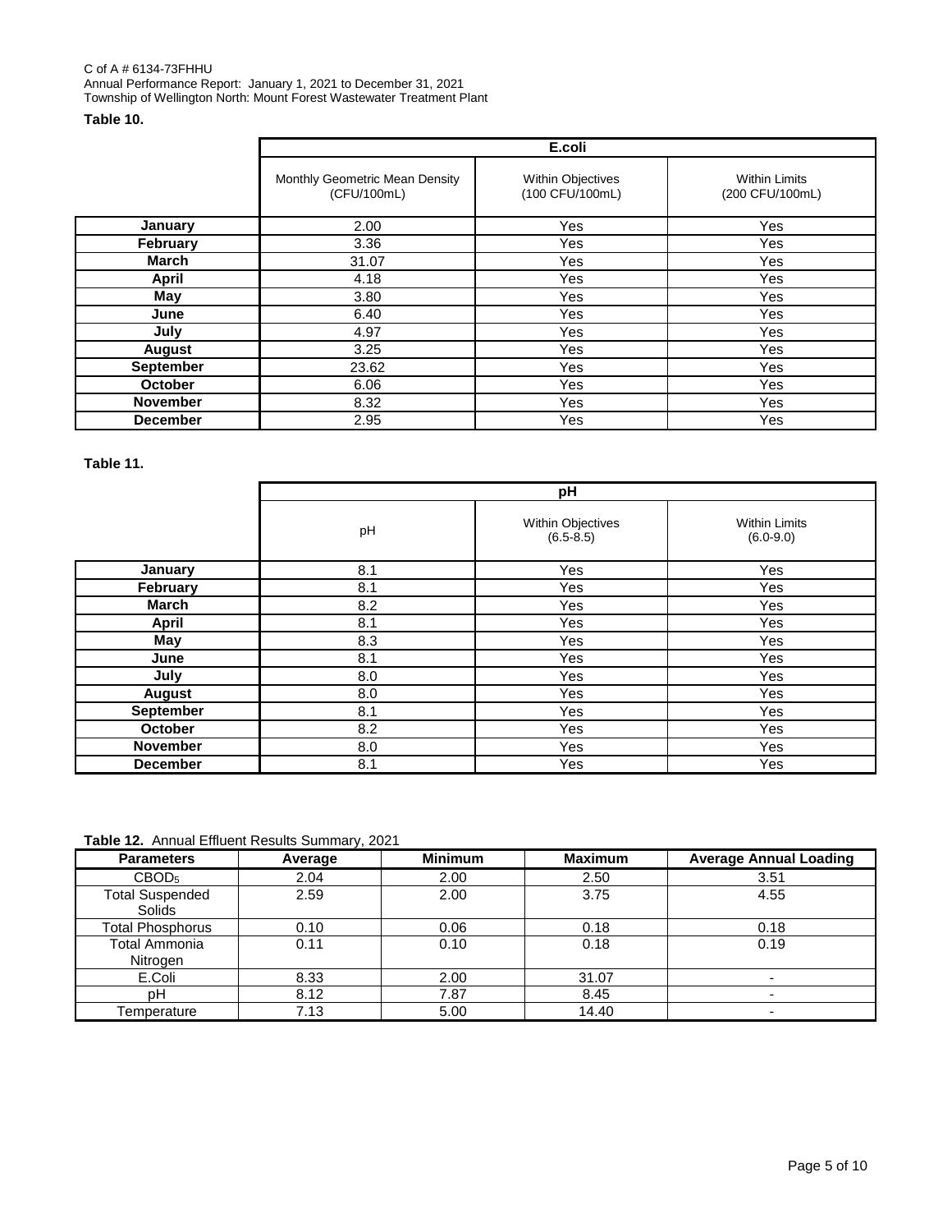**Table 10.**

| | E.coli | | |
|---|---|---|---|
| | Monthly Geometric Mean Density (CFU/100mL) | Within Objectives (100 CFU/100mL) | Within Limits (200 CFU/100mL) |
| **January** | 2.00 | Yes | Yes |
| **February** | 3.36 | Yes | Yes |
| **March** | 31.07 | Yes | Yes |
| **April** | 4.18 | Yes | Yes |
| **May** | 3.80 | Yes | Yes |
| **June** | 6.40 | Yes | Yes |
| **July** | 4.97 | Yes | Yes |
| **August** | 3.25 | Yes | Yes |
| **September** | 23.62 | Yes | Yes |
| **October** | 6.06 | Yes | Yes |
| **November** | 8.32 | Yes | Yes |
| **December** | 2.95 | Yes | Yes |

**Table 11.**

| | pH | | |
|---|---|---|---|
| | pH | Within Objectives (6.5-8.5) | Within Limits (6.0-9.0) |
| **January** | 8.1 | Yes | Yes |
| **February** | 8.1 | Yes | Yes |
| **March** | 8.2 | Yes | Yes |
| **April** | 8.1 | Yes | Yes |
| **May** | 8.3 | Yes | Yes |
| **June** | 8.1 | Yes | Yes |
| **July** | 8.0 | Yes | Yes |
| **August** | 8.0 | Yes | Yes |
| **September** | 8.1 | Yes | Yes |
| **October** | 8.2 | Yes | Yes |
| **November** | 8.0 | Yes | Yes |
| **December** | 8.1 | Yes | Yes |

**Table 12.** Annual Effluent Results Summary, 2021

| Parameters | Average | Minimum | Maximum | Average Annual Loading |
|---|---|---|---|---|
| $CBOD_5$ | 2.04 | 2.00 | 2.50 | 3.51 |
| Total Suspended Solids | 2.59 | 2.00 | 3.75 | 4.55 |
| Total Phosphorus | 0.10 | 0.06 | 0.18 | 0.18 |
| Total Ammonia Nitrogen | 0.11 | 0.10 | 0.18 | 0.19 |
| E.Coli | 8.33 | 2.00 | 31.07 | - |
| pH | 8.12 | 7.87 | 8.45 | - |
| Temperature | 7.13 | 5.00 | 14.40 | - |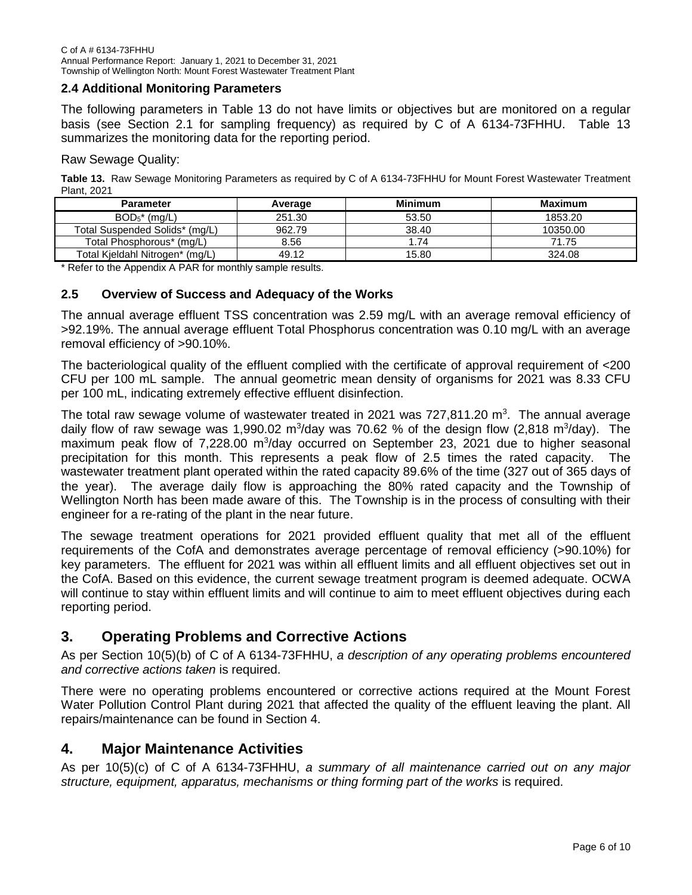### 2.4 Additional Monitoring Parameters

The following parameters in Table 13 do not have limits or objectives but are monitored on a regular basis (see Section 2.1 for sampling frequency) as required by C of A 6134-73FHHU. Table 13 summarizes the monitoring data for the reporting period.

Raw Sewage Quality:

**Table 13.** Raw Sewage Monitoring Parameters as required by C of A 6134-73FHHU for Mount Forest Wastewater Treatment Plant, 2021

| Parameter | Average | Minimum | Maximum |
|---|---|---|---|
| $BOD_5$* (mg/L) | 251.30 | 53.50 | 1853.20 |
| Total Suspended Solids* (mg/L) | 962.79 | 38.40 | 10350.00 |
| Total Phosphorous* (mg/L) | 8.56 | 1.74 | 71.75 |
| Total Kjeldahl Nitrogen* (mg/L) | 49.12 | 15.80 | 324.08 |

* Refer to the Appendix A PAR for monthly sample results.

### 2.5 Overview of Success and Adequacy of the Works

The annual average effluent TSS concentration was 2.59 mg/L with an average removal efficiency of >92.19%. The annual average effluent Total Phosphorus concentration was 0.10 mg/L with an average removal efficiency of >90.10%.

The bacteriological quality of the effluent complied with the certificate of approval requirement of <200 CFU per 100 mL sample. The annual geometric mean density of organisms for 2021 was 8.33 CFU per 100 mL, indicating extremely effective effluent disinfection.

The total raw sewage volume of wastewater treated in 2021 was 727,811.20 $m^3$. The annual average daily flow of raw sewage was 1,990.02 $m^3$/day was 70.62 % of the design flow (2,818 $m^3$/day). The maximum peak flow of 7,228.00 $m^3$/day occurred on September 23, 2021 due to higher seasonal precipitation for this month. This represents a peak flow of 2.5 times the rated capacity. The wastewater treatment plant operated within the rated capacity 89.6% of the time (327 out of 365 days of the year). The average daily flow is approaching the 80% rated capacity and the Township of Wellington North has been made aware of this. The Township is in the process of consulting with their engineer for a re-rating of the plant in the near future.

The sewage treatment operations for 2021 provided effluent quality that met all of the effluent requirements of the CofA and demonstrates average percentage of removal efficiency (>90.10%) for key parameters. The effluent for 2021 was within all effluent limits and all effluent objectives set out in the CofA. Based on this evidence, the current sewage treatment program is deemed adequate. OCWA will continue to stay within effluent limits and will continue to aim to meet effluent objectives during each reporting period.

## 3. Operating Problems and Corrective Actions

As per Section 10(5)(b) of C of A 6134-73FHHU, *a description of any operating problems encountered and corrective actions taken* is required.

There were no operating problems encountered or corrective actions required at the Mount Forest Water Pollution Control Plant during 2021 that affected the quality of the effluent leaving the plant. All repairs/maintenance can be found in Section 4.

## 4. Major Maintenance Activities

As per 10(5)(c) of C of A 6134-73FHHU, *a summary of all maintenance carried out on any major structure, equipment, apparatus, mechanisms or thing forming part of the works* is required.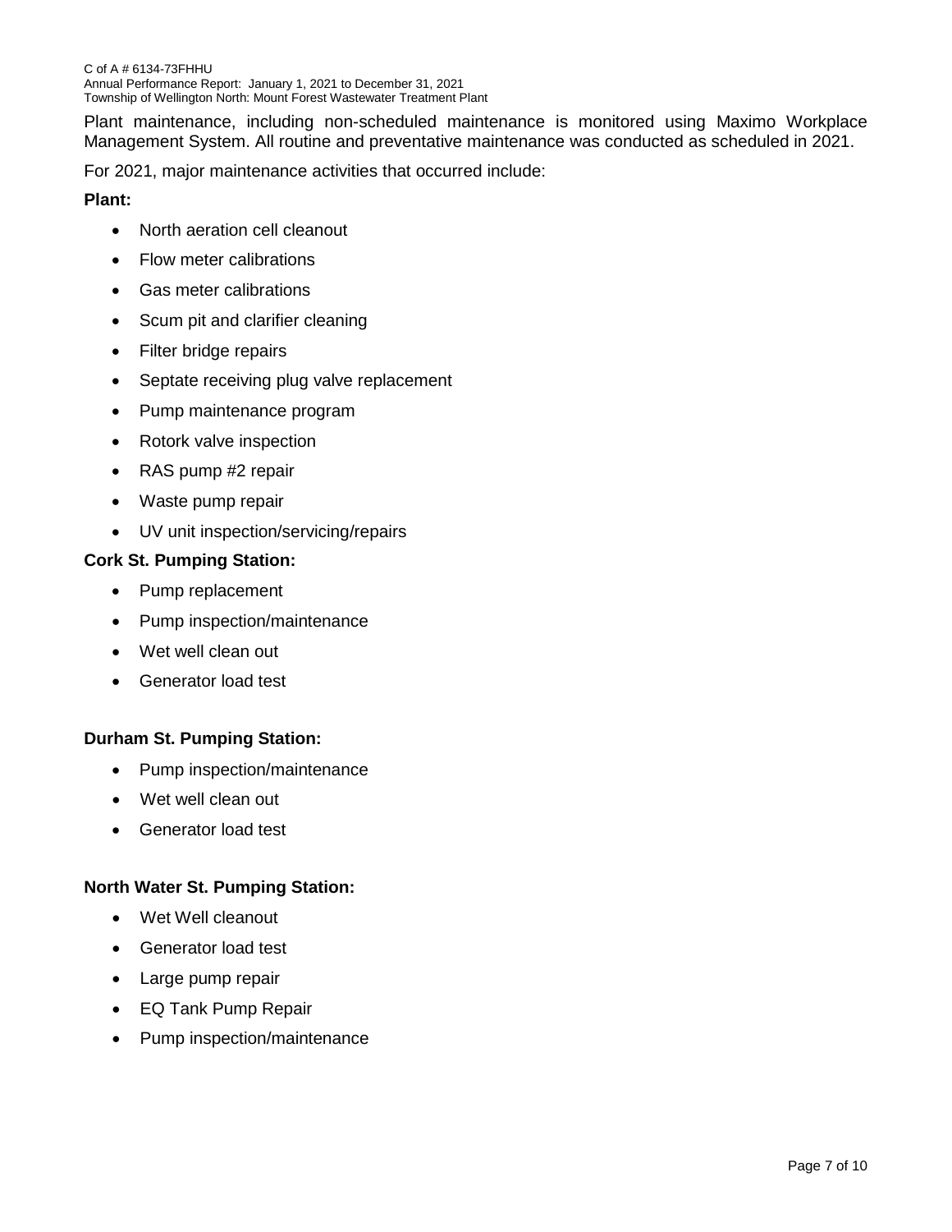Plant maintenance, including non-scheduled maintenance is monitored using Maximo Workplace Management System. All routine and preventative maintenance was conducted as scheduled in 2021.

For 2021, major maintenance activities that occurred include:

**Plant:**

- North aeration cell cleanout
- Flow meter calibrations
- Gas meter calibrations
- Scum pit and clarifier cleaning
- Filter bridge repairs
- Septate receiving plug valve replacement
- Pump maintenance program
- Rotork valve inspection
- RAS pump #2 repair
- Waste pump repair
- UV unit inspection/servicing/repairs

**Cork St. Pumping Station:**

- Pump replacement
- Pump inspection/maintenance
- Wet well clean out
- Generator load test

**Durham St. Pumping Station:**

- Pump inspection/maintenance
- Wet well clean out
- Generator load test

**North Water St. Pumping Station:**

- Wet Well cleanout
- Generator load test
- Large pump repair
- EQ Tank Pump Repair
- Pump inspection/maintenance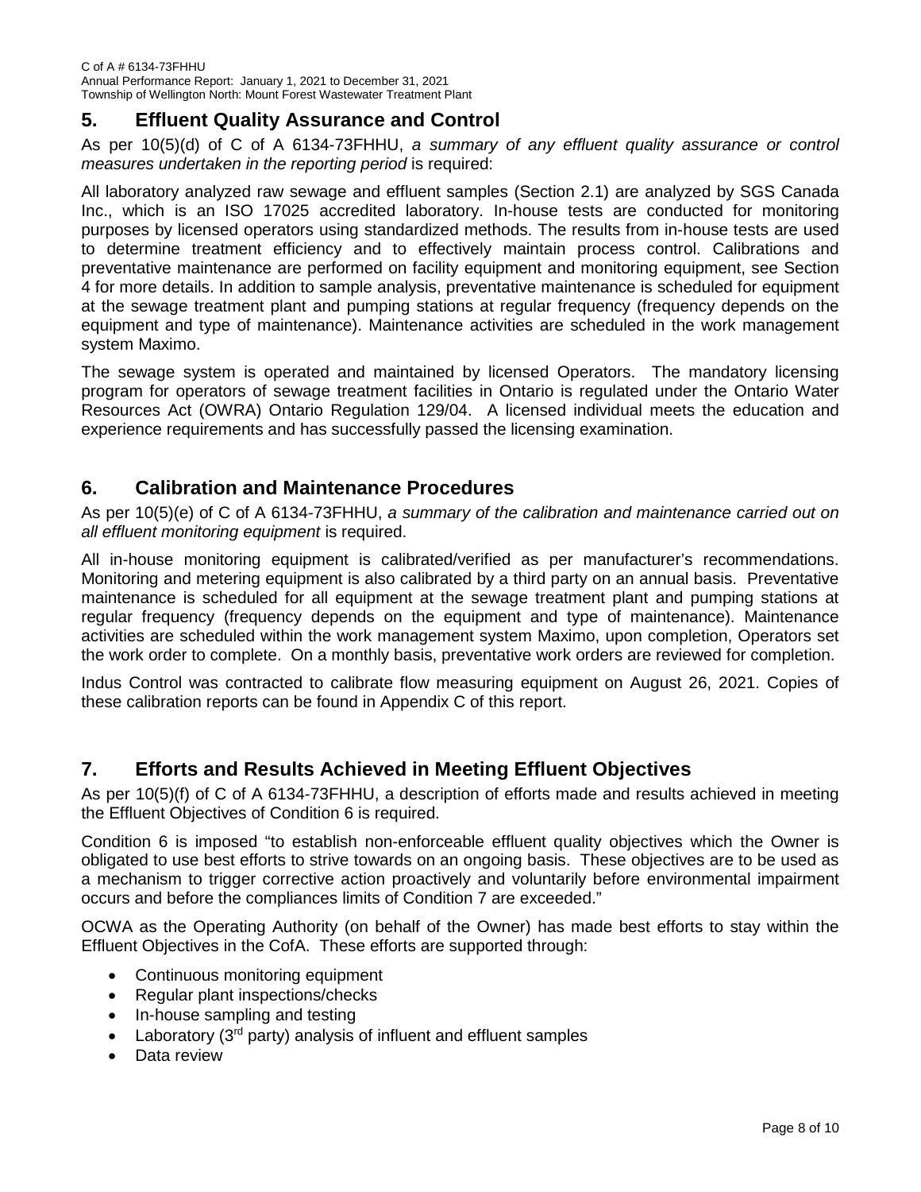## 5. Effluent Quality Assurance and Control

As per 10(5)(d) of C of A 6134-73FHHU, *a summary of any effluent quality assurance or control measures undertaken in the reporting period* is required:

All laboratory analyzed raw sewage and effluent samples (Section 2.1) are analyzed by SGS Canada Inc., which is an ISO 17025 accredited laboratory. In-house tests are conducted for monitoring purposes by licensed operators using standardized methods. The results from in-house tests are used to determine treatment efficiency and to effectively maintain process control. Calibrations and preventative maintenance are performed on facility equipment and monitoring equipment, see Section 4 for more details. In addition to sample analysis, preventative maintenance is scheduled for equipment at the sewage treatment plant and pumping stations at regular frequency (frequency depends on the equipment and type of maintenance). Maintenance activities are scheduled in the work management system Maximo.

The sewage system is operated and maintained by licensed Operators. The mandatory licensing program for operators of sewage treatment facilities in Ontario is regulated under the Ontario Water Resources Act (OWRA) Ontario Regulation 129/04. A licensed individual meets the education and experience requirements and has successfully passed the licensing examination.

## 6. Calibration and Maintenance Procedures

As per 10(5)(e) of C of A 6134-73FHHU, *a summary of the calibration and maintenance carried out on all effluent monitoring equipment* is required.

All in-house monitoring equipment is calibrated/verified as per manufacturer's recommendations. Monitoring and metering equipment is also calibrated by a third party on an annual basis. Preventative maintenance is scheduled for all equipment at the sewage treatment plant and pumping stations at regular frequency (frequency depends on the equipment and type of maintenance). Maintenance activities are scheduled within the work management system Maximo, upon completion, Operators set the work order to complete. On a monthly basis, preventative work orders are reviewed for completion.

Indus Control was contracted to calibrate flow measuring equipment on August 26, 2021. Copies of these calibration reports can be found in Appendix C of this report.

## 7. Efforts and Results Achieved in Meeting Effluent Objectives

As per 10(5)(f) of C of A 6134-73FHHU, a description of efforts made and results achieved in meeting the Effluent Objectives of Condition 6 is required.

Condition 6 is imposed "to establish non-enforceable effluent quality objectives which the Owner is obligated to use best efforts to strive towards on an ongoing basis. These objectives are to be used as a mechanism to trigger corrective action proactively and voluntarily before environmental impairment occurs and before the compliances limits of Condition 7 are exceeded."

OCWA as the Operating Authority (on behalf of the Owner) has made best efforts to stay within the Effluent Objectives in the CofA. These efforts are supported through:

- Continuous monitoring equipment
- Regular plant inspections/checks
- In-house sampling and testing
- Laboratory (3rd party) analysis of influent and effluent samples
- Data review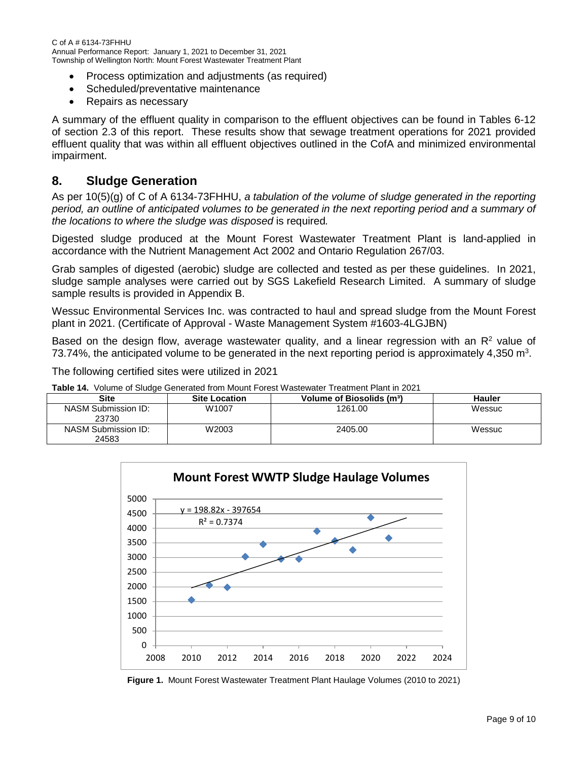- Process optimization and adjustments (as required)
- Scheduled/preventative maintenance
- Repairs as necessary

A summary of the effluent quality in comparison to the effluent objectives can be found in Tables 6-12 of section 2.3 of this report. These results show that sewage treatment operations for 2021 provided effluent quality that was within all effluent objectives outlined in the CofA and minimized environmental impairment.

## 8. Sludge Generation

As per 10(5)(g) of C of A 6134-73FHHU, *a tabulation of the volume of sludge generated in the reporting period, an outline of anticipated volumes to be generated in the next reporting period and a summary of the locations to where the sludge was disposed* is required.

Digested sludge produced at the Mount Forest Wastewater Treatment Plant is land-applied in accordance with the Nutrient Management Act 2002 and Ontario Regulation 267/03.

Grab samples of digested (aerobic) sludge are collected and tested as per these guidelines. In 2021, sludge sample analyses were carried out by SGS Lakefield Research Limited. A summary of sludge sample results is provided in Appendix B.

Wessuc Environmental Services Inc. was contracted to haul and spread sludge from the Mount Forest plant in 2021. (Certificate of Approval - Waste Management System #1603-4LGJBN)

Based on the design flow, average wastewater quality, and a linear regression with an $R^2$ value of 73.74%, the anticipated volume to be generated in the next reporting period is approximately 4,350 $m^3$.

The following certified sites were utilized in 2021

**Table 14.** Volume of Sludge Generated from Mount Forest Wastewater Treatment Plant in 2021

| Site | Site Location | Volume of Biosolids ($m^3$) | Hauler |
|---|---|---|---|
| NASM Submission ID: 23730 | W1007 | 1261.00 | Wessuc |
| NASM Submission ID: 24583 | W2003 | 2405.00 | Wessuc |

**Mount Forest WWTP Sludge Haulage Volumes**

$y = 198.82x - 397654$
$R^2 = 0.7374$

**Figure 1.** Mount Forest Wastewater Treatment Plant Haulage Volumes (2010 to 2021)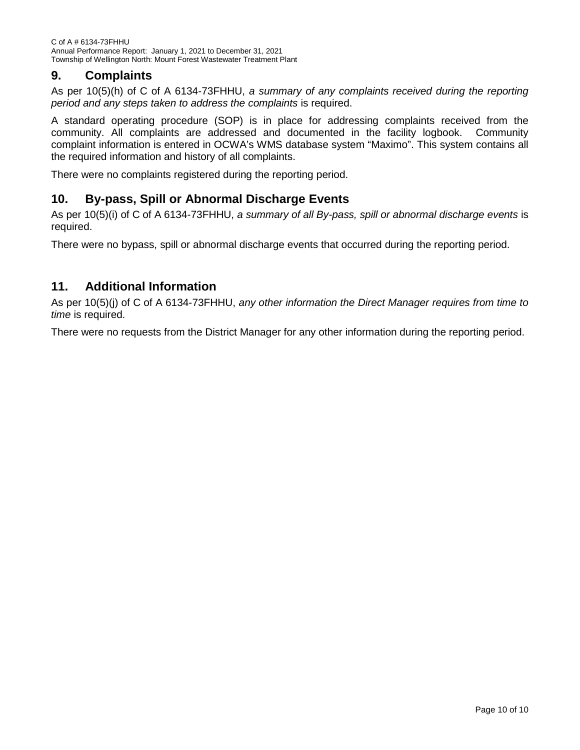## 9. Complaints

As per 10(5)(h) of C of A 6134-73FHHU, *a summary of any complaints received during the reporting period and any steps taken to address the complaints* is required.

A standard operating procedure (SOP) is in place for addressing complaints received from the community. All complaints are addressed and documented in the facility logbook. Community complaint information is entered in OCWA's WMS database system "Maximo". This system contains all the required information and history of all complaints.

There were no complaints registered during the reporting period.

## 10. By-pass, Spill or Abnormal Discharge Events

As per 10(5)(i) of C of A 6134-73FHHU, *a summary of all By-pass, spill or abnormal discharge events* is required.

There were no bypass, spill or abnormal discharge events that occurred during the reporting period.

## 11. Additional Information

As per 10(5)(j) of C of A 6134-73FHHU, *any other information the Direct Manager requires from time to time* is required.

There were no requests from the District Manager for any other information during the reporting period.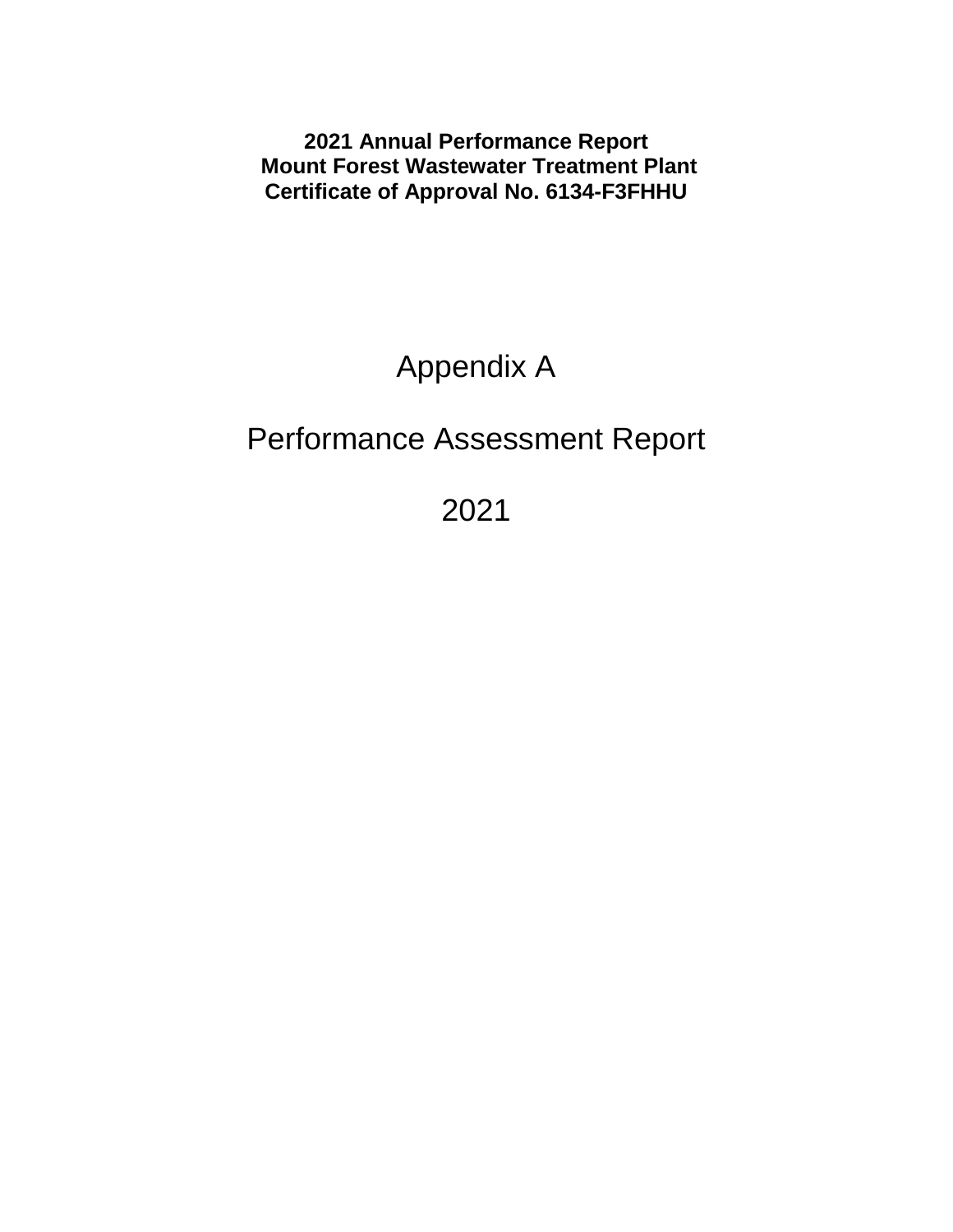**2021 Annual Performance Report**
**Mount Forest Wastewater Treatment Plant**
**Certificate of Approval No. 6134-F3FHHU**

# Appendix A

# Performance Assessment Report

# 2021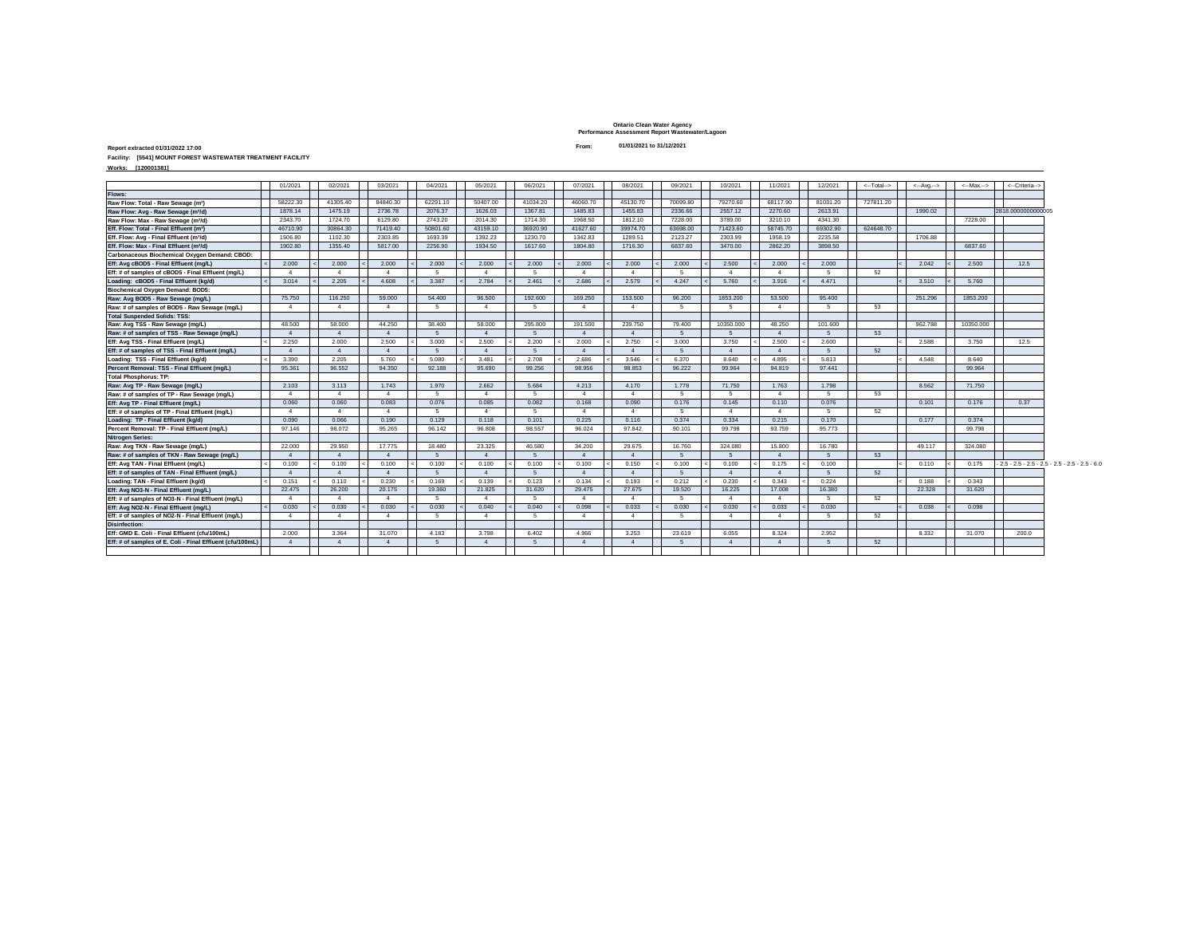**Ontario Clean Water Agency**
**Performance Assessment Report Wastewater/Lagoon**

**Report extracted 01/31/2022 17:00**

**From: 01/01/2021 to 31/12/2021**

**Facility: [5541] MOUNT FOREST WASTEWATER TREATMENT FACILITY**

**Works: [120001381]**

| | 01/2021 | 02/2021 | 03/2021 | 04/2021 | 05/2021 | 06/2021 | 07/2021 | 08/2021 | 09/2021 | 10/2021 | 11/2021 | 12/2021 | <--Total--> | <--Avg.--> | <--Max.--> | <--Criteria--> |
|---|---|---|---|---|---|---|---|---|---|---|---|---|---|---|---|---|
| **Flows:** | | | | | | | | | | | | | | | | |
| Raw Flow: Total - Raw Sewage (m³) | 58222.30 | 41305.40 | 84840.30 | 62291.10 | 50407.00 | 41034.20 | 46060.70 | 45130.70 | 70099.80 | 79270.60 | 68117.90 | 81031.20 | 727811.20 | | | |
| Raw Flow: Avg - Raw Sewage (m³/d) | 1878.14 | 1475.19 | 2736.78 | 2076.37 | 1626.03 | 1367.81 | 1485.83 | 1455.83 | 2336.66 | 2557.12 | 2270.60 | 2613.91 | | 1990.02 | | 2818.0000000000005 |
| Raw Flow: Max - Raw Sewage (m³/d) | 2343.70 | 1724.70 | 6129.80 | 2743.20 | 2014.30 | 1714.30 | 1968.50 | 1812.10 | 7228.00 | 3789.00 | 3210.10 | 4341.30 | | | 7228.00 | |
| Eff. Flow: Total - Final Effluent (m³) | 46710.90 | 30864.30 | 71419.40 | 50801.60 | 43159.10 | 36920.90 | 41627.60 | 39974.70 | 63698.00 | 71423.60 | 58745.70 | 69302.90 | 624648.70 | | | |
| Eff. Flow: Avg - Final Effluent (m³/d) | 1506.80 | 1102.30 | 2303.85 | 1693.39 | 1392.23 | 1230.70 | 1342.83 | 1289.51 | 2123.27 | 2303.99 | 1958.19 | 2235.58 | | 1706.88 | | |
| Eff. Flow: Max - Final Effluent (m³/d) | 1902.80 | 1355.40 | 5817.00 | 2256.90 | 1934.50 | 1617.60 | 1804.80 | 1716.30 | 6837.60 | 3470.00 | 2862.20 | 3898.50 | | | 6837.60 | |
| **Carbonaceous Biochemical Oxygen Demand: CBOD:** | | | | | | | | | | | | | | | | |
| Eff: Avg cBOD5 - Final Effluent (mg/L) | < 2.000 | < 2.000 | < 2.000 | < 2.000 | < 2.000 | < 2.000 | < 2.000 | < 2.000 | < 2.000 | < 2.500 | < 2.000 | < 2.000 | | < 2.042 | < 2.500 | 12.5 |
| Eff: # of samples of cBOD5 - Final Effluent (mg/L) | 4 | 4 | 4 | 5 | 4 | 5 | 4 | 4 | 5 | 4 | 4 | 5 | 52 | | | |
| Loading: cBOD5 - Final Effluent (kg/d) | < 3.014 | < 2.205 | < 4.608 | < 3.387 | < 2.784 | < 2.461 | < 2.686 | < 2.579 | < 4.247 | < 5.760 | < 3.916 | < 4.471 | | < 3.510 | < 5.760 | |
| **Biochemical Oxygen Demand: BOD5:** | | | | | | | | | | | | | | | | |
| Raw: Avg BOD5 - Raw Sewage (mg/L) | 75.750 | 116.250 | 59.000 | 54.400 | 96.500 | 192.600 | 169.250 | 153.500 | 96.200 | 1853.200 | 53.500 | 95.400 | | 251.296 | 1853.200 | |
| Raw: # of samples of BOD5 - Raw Sewage (mg/L) | 4 | 4 | 4 | 5 | 4 | 5 | 4 | 4 | 5 | 5 | 4 | 5 | 53 | | | |
| **Total Suspended Solids: TSS:** | | | | | | | | | | | | | | | | |
| Raw: Avg TSS - Raw Sewage (mg/L) | 48.500 | 58.000 | 44.250 | 38.400 | 58.000 | 295.800 | 191.500 | 239.750 | 79.400 | 10350.000 | 48.250 | 101.600 | | 962.788 | 10350.000 | |
| Raw: # of samples of TSS - Raw Sewage (mg/L) | 4 | 4 | 4 | 5 | 4 | 5 | 4 | 4 | 5 | 5 | 4 | 5 | 53 | | | |
| Eff: Avg TSS - Final Effluent (mg/L) | < 2.250 | 2.000 | 2.500 | < 3.000 | < 2.500 | < 2.200 | < 2.000 | < 2.750 | < 3.000 | 3.750 | < 2.500 | < 2.600 | | < 2.588 | 3.750 | 12.5 |
| Eff: # of samples of TSS - Final Effluent (mg/L) | 4 | 4 | 4 | 5 | 4 | 5 | 4 | 4 | 5 | 4 | 4 | 5 | 52 | | | |
| Loading: TSS - Final Effluent (kg/d) | < 3.390 | 2.205 | 5.760 | < 5.080 | < 3.481 | < 2.708 | < 2.686 | < 3.546 | < 6.370 | 8.640 | < 4.895 | < 5.813 | | < 4.548 | 8.640 | |
| Percent Removal: TSS - Final Effluent (mg/L) | 95.361 | 96.552 | 94.350 | 92.188 | 95.690 | 99.256 | 98.956 | 98.853 | 96.222 | 99.964 | 94.819 | 97.441 | | | 99.964 | |
| **Total Phosphorus: TP:** | | | | | | | | | | | | | | | | |
| Raw: Avg TP - Raw Sewage (mg/L) | 2.103 | 3.113 | 1.743 | 1.970 | 2.662 | 5.684 | 4.213 | 4.170 | 1.778 | 71.750 | 1.763 | 1.798 | | 8.562 | 71.750 | |
| Raw: # of samples of TP - Raw Sewage (mg/L) | 4 | 4 | 4 | 5 | 4 | 5 | 4 | 4 | 5 | 5 | 4 | 5 | 53 | | | |
| Eff: Avg TP - Final Effluent (mg/L) | 0.060 | 0.060 | 0.083 | 0.076 | 0.085 | 0.082 | 0.168 | 0.090 | 0.176 | 0.145 | 0.110 | 0.076 | | 0.101 | 0.176 | 0.37 |
| Eff: # of samples of TP - Final Effluent (mg/L) | 4 | 4 | 4 | 5 | 4 | 5 | 4 | 4 | 5 | 4 | 4 | 5 | 52 | | | |
| Loading: TP - Final Effluent (kg/d) | 0.090 | 0.066 | 0.190 | 0.129 | 0.118 | 0.101 | 0.225 | 0.116 | 0.374 | 0.334 | 0.215 | 0.170 | | 0.177 | 0.374 | |
| Percent Removal: TP - Final Effluent (mg/L) | 97.146 | 98.072 | 95.265 | 96.142 | 96.808 | 98.557 | 96.024 | 97.842 | 90.101 | 99.798 | 93.759 | 95.773 | | | 99.798 | |
| **Nitrogen Series:** | | | | | | | | | | | | | | | | |
| Raw: Avg TKN - Raw Sewage (mg/L) | 22.000 | 29.950 | 17.775 | 18.480 | 23.325 | 40.580 | 34.200 | 29.675 | 16.760 | 324.080 | 15.800 | 16.780 | | 49.117 | 324.080 | |
| Raw: # of samples of TKN - Raw Sewage (mg/L) | 4 | 4 | 4 | 5 | 4 | 5 | 4 | 4 | 5 | 5 | 4 | 5 | 53 | | | |
| Eff: Avg TAN - Final Effluent (mg/L) | < 0.100 | < 0.100 | < 0.100 | < 0.100 | < 0.100 | < 0.100 | < 0.100 | < 0.150 | < 0.100 | < 0.100 | < 0.175 | < 0.100 | | < 0.110 | < 0.175 | - 2.5 - 2.5 - 2.5 - 2.5 - 2.5 - 2.5 - 2.5 - 6.0 |
| Eff: # of samples of TAN - Final Effluent (mg/L) | 4 | 4 | 4 | 5 | 4 | 5 | 4 | 4 | 5 | 4 | 4 | 5 | 52 | | | |
| Loading: TAN - Final Effluent (kg/d) | < 0.151 | < 0.110 | < 0.230 | < 0.169 | < 0.139 | < 0.123 | < 0.134 | < 0.193 | < 0.212 | < 0.230 | < 0.343 | < 0.224 | | < 0.188 | < 0.343 | |
| Eff: Avg NO3-N - Final Effluent (mg/L) | 22.475 | 26.200 | 20.175 | 19.360 | 21.825 | 31.620 | 29.475 | 27.675 | 19.520 | 16.225 | 17.008 | 16.380 | | 22.328 | 31.620 | |
| Eff: # of samples of NO3-N - Final Effluent (mg/L) | 4 | 4 | 4 | 5 | 4 | 5 | 4 | 4 | 5 | 4 | 4 | 5 | 52 | | | |
| Eff: Avg NO2-N - Final Effluent (mg/L) | < 0.030 | < 0.030 | < 0.030 | < 0.030 | < 0.040 | < 0.040 | < 0.098 | < 0.033 | < 0.030 | < 0.030 | < 0.033 | < 0.030 | | < 0.038 | < 0.098 | |
| Eff: # of samples of NO2-N - Final Effluent (mg/L) | 4 | 4 | 4 | 5 | 4 | 5 | 4 | 4 | 5 | 4 | 4 | 5 | 52 | | | |
| **Disinfection:** | | | | | | | | | | | | | | | | |
| Eff: GMD E. Coli - Final Effluent (cfu/100mL) | 2.000 | 3.364 | 31.070 | 4.183 | 3.798 | 6.402 | 4.966 | 3.253 | 23.619 | 6.055 | 8.324 | 2.952 | | 8.332 | 31.070 | 200.0 |
| Eff: # of samples of E. Coli - Final Effluent (cfu/100mL) | 4 | 4 | 4 | 5 | 4 | 5 | 4 | 4 | 5 | 4 | 4 | 5 | 52 | | | |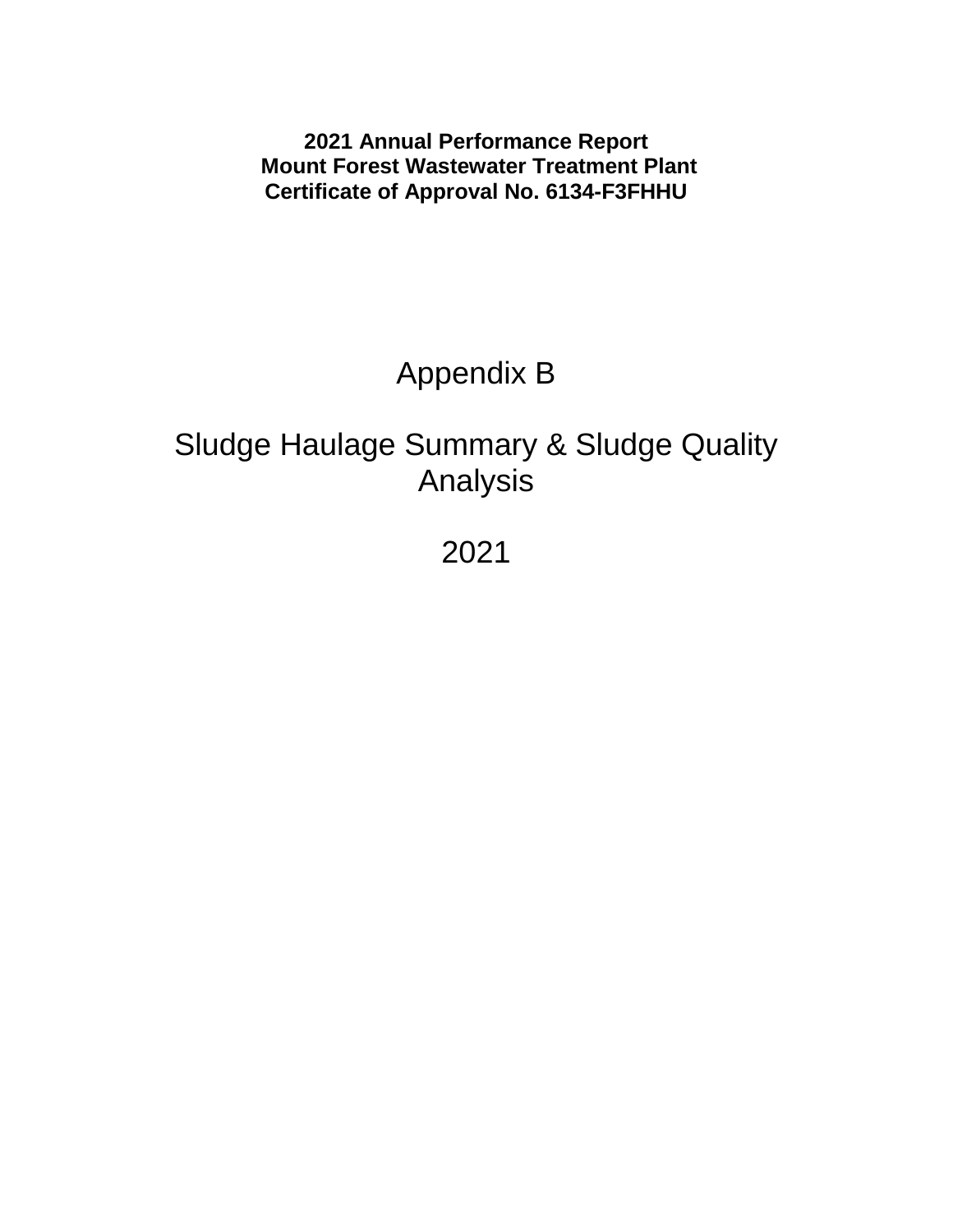**2021 Annual Performance Report**
**Mount Forest Wastewater Treatment Plant**
**Certificate of Approval No. 6134-F3FHHU**

# Appendix B

# Sludge Haulage Summary & Sludge Quality Analysis

# 2021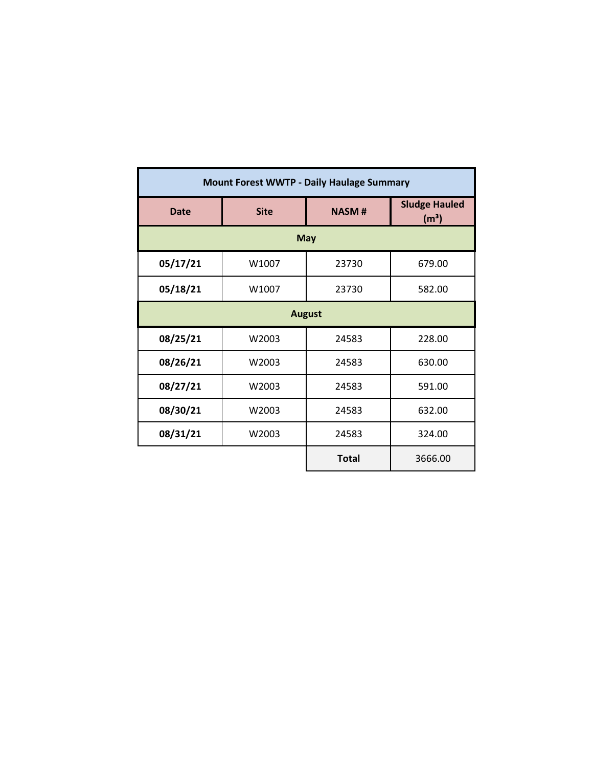| Mount Forest WWTP - Daily Haulage Summary | | | |
|---|---|---|---|
| **Date** | **Site** | **NASM #** | **Sludge Hauled ($m^3$)** |
| **May** | | | |
| **05/17/21** | W1007 | 23730 | 679.00 |
| **05/18/21** | W1007 | 23730 | 582.00 |
| **August** | | | |
| **08/25/21** | W2003 | 24583 | 228.00 |
| **08/26/21** | W2003 | 24583 | 630.00 |
| **08/27/21** | W2003 | 24583 | 591.00 |
| **08/30/21** | W2003 | 24583 | 632.00 |
| **08/31/21** | W2003 | 24583 | 324.00 |
| | | **Total** | 3666.00 |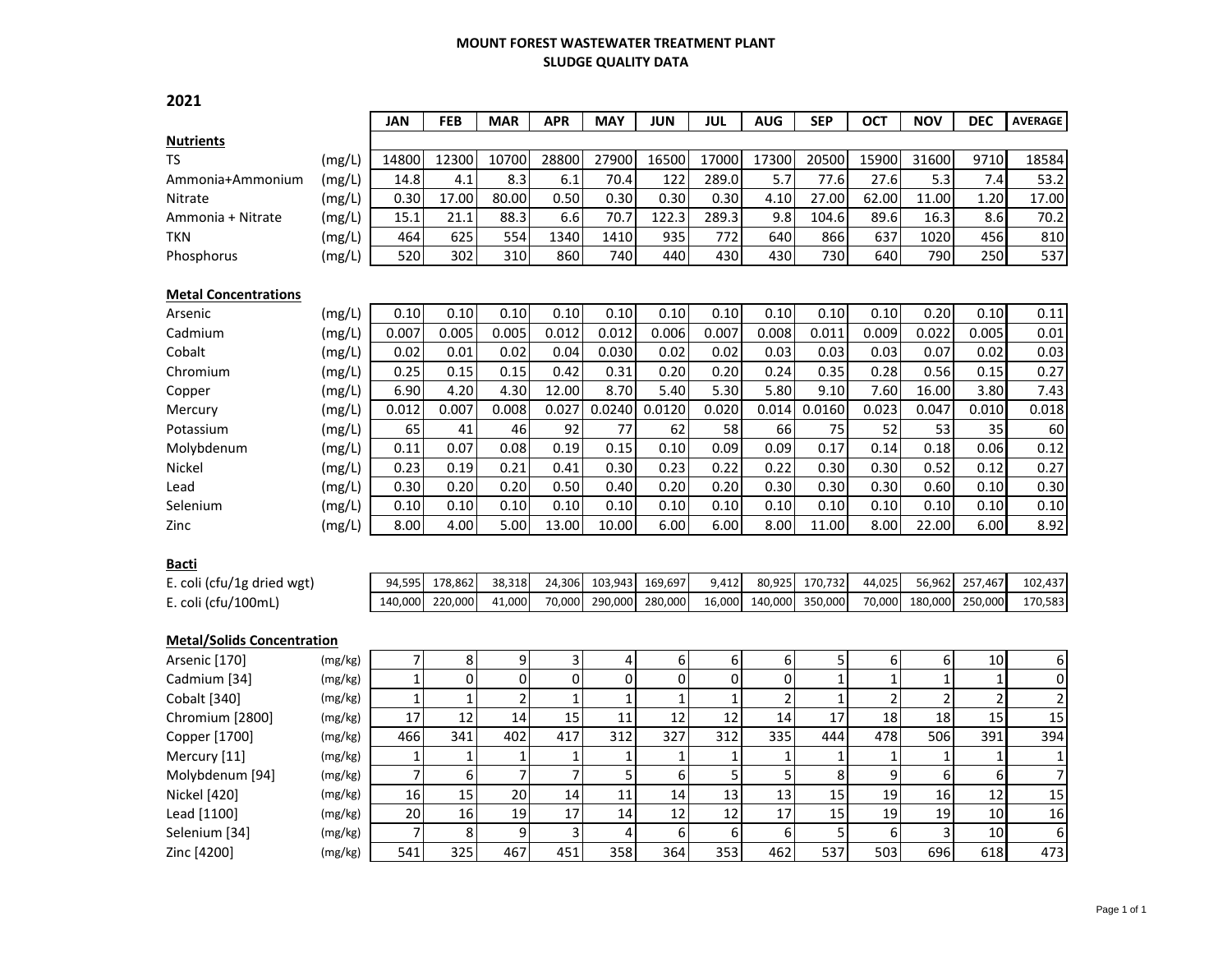# MOUNT FOREST WASTEWATER TREATMENT PLANT
## SLUDGE QUALITY DATA

## 2021

| | | JAN | FEB | MAR | APR | MAY | JUN | JUL | AUG | SEP | OCT | NOV | DEC | AVERAGE |
|---|---|---|---|---|---|---|---|---|---|---|---|---|---|---|
| **Nutrients** | | | | | | | | | | | | | | |
| TS | (mg/L) | 14800 | 12300 | 10700 | 28800 | 27900 | 16500 | 17000 | 17300 | 20500 | 15900 | 31600 | 9710 | 18584 |
| Ammonia+Ammonium | (mg/L) | 14.8 | 4.1 | 8.3 | 6.1 | 70.4 | 122 | 289.0 | 5.7 | 77.6 | 27.6 | 5.3 | 7.4 | 53.2 |
| Nitrate | (mg/L) | 0.30 | 17.00 | 80.00 | 0.50 | 0.30 | 0.30 | 0.30 | 4.10 | 27.00 | 62.00 | 11.00 | 1.20 | 17.00 |
| Ammonia + Nitrate | (mg/L) | 15.1 | 21.1 | 88.3 | 6.6 | 70.7 | 122.3 | 289.3 | 9.8 | 104.6 | 89.6 | 16.3 | 8.6 | 70.2 |
| TKN | (mg/L) | 464 | 625 | 554 | 1340 | 1410 | 935 | 772 | 640 | 866 | 637 | 1020 | 456 | 810 |
| Phosphorus | (mg/L) | 520 | 302 | 310 | 860 | 740 | 440 | 430 | 430 | 730 | 640 | 790 | 250 | 537 |
| **Metal Concentrations** | | | | | | | | | | | | | | |
| Arsenic | (mg/L) | 0.10 | 0.10 | 0.10 | 0.10 | 0.10 | 0.10 | 0.10 | 0.10 | 0.10 | 0.10 | 0.20 | 0.10 | 0.11 |
| Cadmium | (mg/L) | 0.007 | 0.005 | 0.005 | 0.012 | 0.012 | 0.006 | 0.007 | 0.008 | 0.011 | 0.009 | 0.022 | 0.005 | 0.01 |
| Cobalt | (mg/L) | 0.02 | 0.01 | 0.02 | 0.04 | 0.030 | 0.02 | 0.02 | 0.03 | 0.03 | 0.03 | 0.07 | 0.02 | 0.03 |
| Chromium | (mg/L) | 0.25 | 0.15 | 0.15 | 0.42 | 0.31 | 0.20 | 0.20 | 0.24 | 0.35 | 0.28 | 0.56 | 0.15 | 0.27 |
| Copper | (mg/L) | 6.90 | 4.20 | 4.30 | 12.00 | 8.70 | 5.40 | 5.30 | 5.80 | 9.10 | 7.60 | 16.00 | 3.80 | 7.43 |
| Mercury | (mg/L) | 0.012 | 0.007 | 0.008 | 0.027 | 0.0240 | 0.0120 | 0.020 | 0.014 | 0.0160 | 0.023 | 0.047 | 0.010 | 0.018 |
| Potassium | (mg/L) | 65 | 41 | 46 | 92 | 77 | 62 | 58 | 66 | 75 | 52 | 53 | 35 | 60 |
| Molybdenum | (mg/L) | 0.11 | 0.07 | 0.08 | 0.19 | 0.15 | 0.10 | 0.09 | 0.09 | 0.17 | 0.14 | 0.18 | 0.06 | 0.12 |
| Nickel | (mg/L) | 0.23 | 0.19 | 0.21 | 0.41 | 0.30 | 0.23 | 0.22 | 0.22 | 0.30 | 0.30 | 0.52 | 0.12 | 0.27 |
| Lead | (mg/L) | 0.30 | 0.20 | 0.20 | 0.50 | 0.40 | 0.20 | 0.20 | 0.30 | 0.30 | 0.30 | 0.60 | 0.10 | 0.30 |
| Selenium | (mg/L) | 0.10 | 0.10 | 0.10 | 0.10 | 0.10 | 0.10 | 0.10 | 0.10 | 0.10 | 0.10 | 0.10 | 0.10 | 0.10 |
| Zinc | (mg/L) | 8.00 | 4.00 | 5.00 | 13.00 | 10.00 | 6.00 | 6.00 | 8.00 | 11.00 | 8.00 | 22.00 | 6.00 | 8.92 |
| **Bacti** | | | | | | | | | | | | | | |
| E. coli (cfu/1g dried wgt) | | 94,595 | 178,862 | 38,318 | 24,306 | 103,943 | 169,697 | 9,412 | 80,925 | 170,732 | 44,025 | 56,962 | 257,467 | 102,437 |
| E. coli (cfu/100mL) | | 140,000 | 220,000 | 41,000 | 70,000 | 290,000 | 280,000 | 16,000 | 140,000 | 350,000 | 70,000 | 180,000 | 250,000 | 170,583 |
| **Metal/Solids Concentration** | | | | | | | | | | | | | | |
| Arsenic [170] | (mg/kg) | 7 | 8 | 9 | 3 | 4 | 6 | 6 | 6 | 5 | 6 | 6 | 10 | 6 |
| Cadmium [34] | (mg/kg) | 1 | 0 | 0 | 0 | 0 | 0 | 0 | 0 | 1 | 1 | 1 | 1 | 0 |
| Cobalt [340] | (mg/kg) | 1 | 1 | 2 | 1 | 1 | 1 | 1 | 2 | 1 | 2 | 2 | 2 | 2 |
| Chromium [2800] | (mg/kg) | 17 | 12 | 14 | 15 | 11 | 12 | 12 | 14 | 17 | 18 | 18 | 15 | 15 |
| Copper [1700] | (mg/kg) | 466 | 341 | 402 | 417 | 312 | 327 | 312 | 335 | 444 | 478 | 506 | 391 | 394 |
| Mercury [11] | (mg/kg) | 1 | 1 | 1 | 1 | 1 | 1 | 1 | 1 | 1 | 1 | 1 | 1 | 1 |
| Molybdenum [94] | (mg/kg) | 7 | 6 | 7 | 7 | 5 | 6 | 5 | 5 | 8 | 9 | 6 | 6 | 7 |
| Nickel [420] | (mg/kg) | 16 | 15 | 20 | 14 | 11 | 14 | 13 | 13 | 15 | 19 | 16 | 12 | 15 |
| Lead [1100] | (mg/kg) | 20 | 16 | 19 | 17 | 14 | 12 | 12 | 17 | 15 | 19 | 19 | 10 | 16 |
| Selenium [34] | (mg/kg) | 7 | 8 | 9 | 3 | 4 | 6 | 6 | 6 | 5 | 6 | 3 | 10 | 6 |
| Zinc [4200] | (mg/kg) | 541 | 325 | 467 | 451 | 358 | 364 | 353 | 462 | 537 | 503 | 696 | 618 | 473 |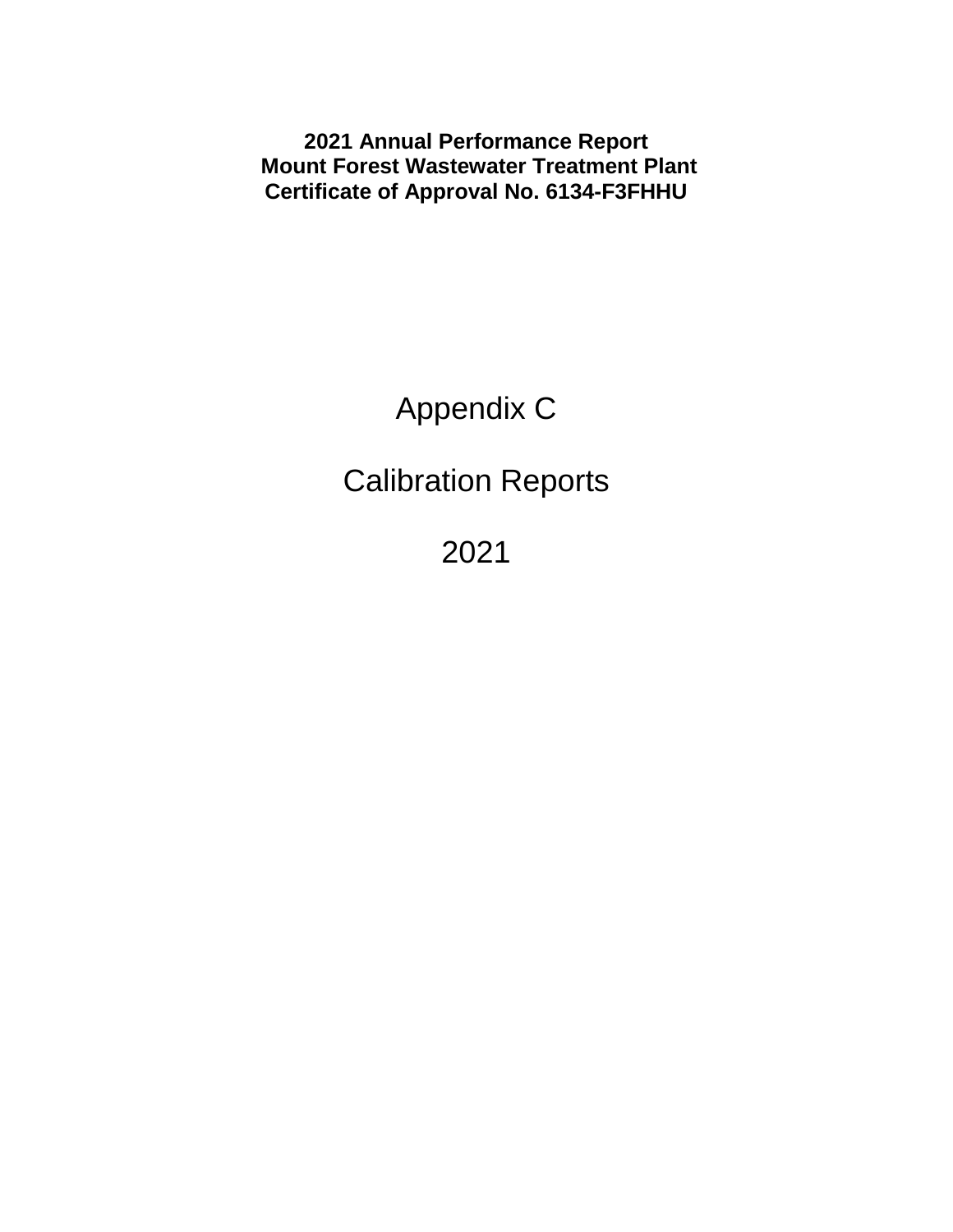**2021 Annual Performance Report**
**Mount Forest Wastewater Treatment Plant**
**Certificate of Approval No. 6134-F3FHHU**

# Appendix C

# Calibration Reports

# 2021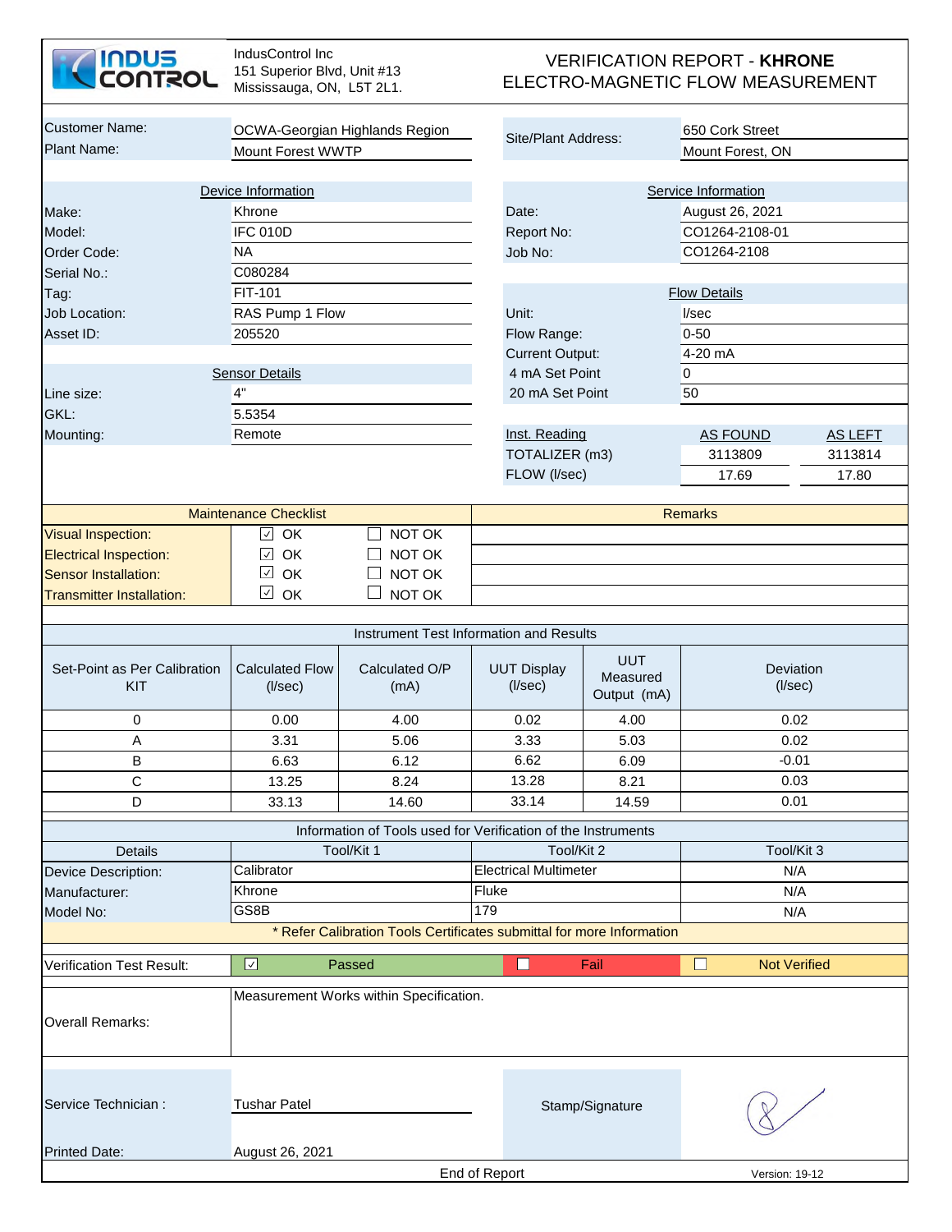IndusControl Inc
151 Superior Blvd, Unit #13
Mississauga, ON, L5T 2L1.

# VERIFICATION REPORT - **KHRONE**
## ELECTRO-MAGNETIC FLOW MEASUREMENT

| | | | |
|---|---|---|---|
| Customer Name: | OCWA-Georgian Highlands Region | Site/Plant Address: | 650 Cork Street |
| Plant Name: | Mount Forest WWTP | | Mount Forest, ON |

| Device Information | | Service Information | |
|---|---|---|---|
| Make: | Khrone | Date: | August 26, 2021 |
| Model: | IFC 010D | Report No: | CO1264-2108-01 |
| Order Code: | NA | Job No: | CO1264-2108 |
| Serial No.: | C080284 | | |
| Tag: | FIT-101 | **Flow Details** | |
| Job Location: | RAS Pump 1 Flow | Unit: | l/sec |
| Asset ID: | 205520 | Flow Range: | 0-50 |
| | | Current Output: | 4-20 mA |
| **Sensor Details** | | 4 mA Set Point | 0 |
| Line size: | 4" | 20 mA Set Point | 50 |
| GKL: | 5.5354 | | |
| Mounting: | Remote | | |

| Inst. Reading | AS FOUND | AS LEFT |
|---|---|---|
| TOTALIZER (m3) | 3113809 | 3113814 |
| FLOW (l/sec) | 17.69 | 17.80 |

| Maintenance Checklist | | | Remarks |
|---|---|---|---|
| Visual Inspection: | ☑ OK | ☐ NOT OK | |
| Electrical Inspection: | ☑ OK | ☐ NOT OK | |
| Sensor Installation: | ☑ OK | ☐ NOT OK | |
| Transmitter Installation: | ☑ OK | ☐ NOT OK | |

### Instrument Test Information and Results

| Set-Point as Per Calibration KIT | Calculated Flow (l/sec) | Calculated O/P (mA) | UUT Display (l/sec) | UUT Measured Output (mA) | Deviation (l/sec) |
|---|---|---|---|---|---|
| 0 | 0.00 | 4.00 | 0.02 | 4.00 | 0.02 |
| A | 3.31 | 5.06 | 3.33 | 5.03 | 0.02 |
| B | 6.63 | 6.12 | 6.62 | 6.09 | -0.01 |
| C | 13.25 | 8.24 | 13.28 | 8.21 | 0.03 |
| D | 33.13 | 14.60 | 33.14 | 14.59 | 0.01 |

### Information of Tools used for Verification of the Instruments

| Details | Tool/Kit 1 | Tool/Kit 2 | Tool/Kit 3 |
|---|---|---|---|
| Device Description: | Calibrator | Electrical Multimeter | N/A |
| Manufacturer: | Khrone | Fluke | N/A |
| Model No: | GS8B | 179 | N/A |

* Refer Calibration Tools Certificates submittal for more Information

| Verification Test Result: | ☑ Passed | ☐ Fail | ☐ Not Verified |
|---|---|---|---|

| | |
|---|---|
| Overall Remarks: | Measurement Works within Specification. |

| | | | |
|---|---|---|---|
| Service Technician : | Tushar Patel | Stamp/Signature | |
| Printed Date: | August 26, 2021 | | |

End of Report

Version: 19-12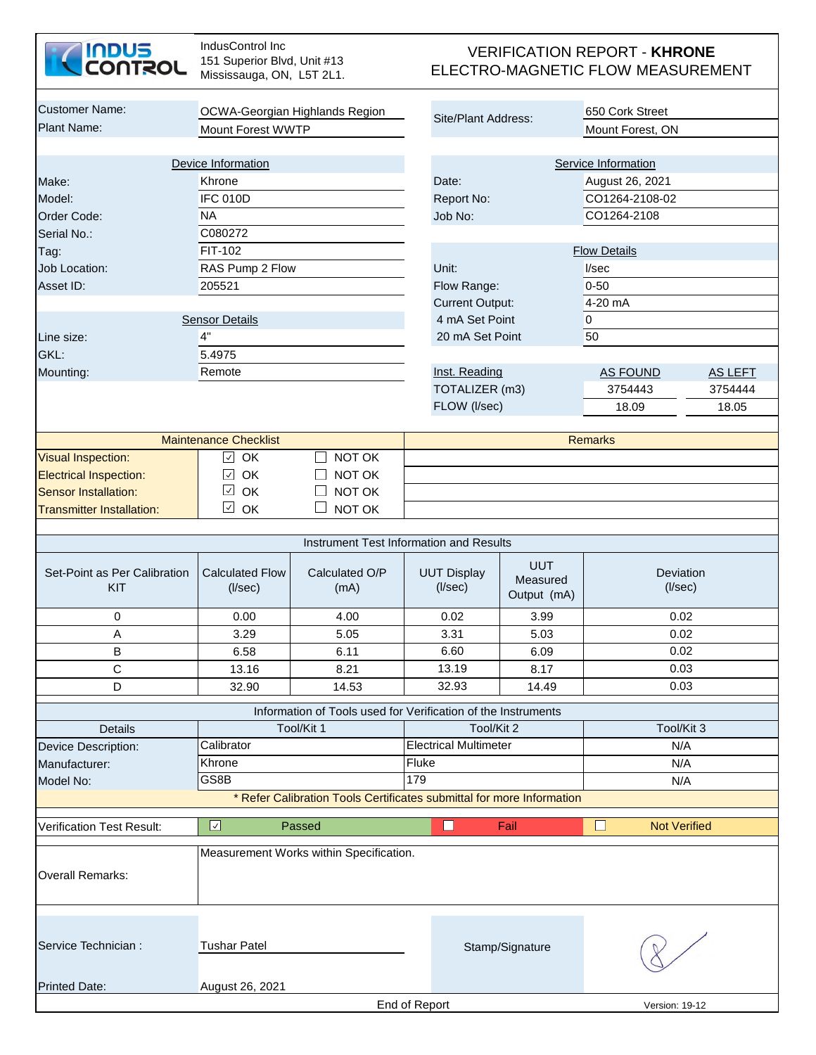IndusControl Inc
151 Superior Blvd, Unit #13
Mississauga, ON, L5T 2L1.

# VERIFICATION REPORT - **KHRONE**
# ELECTRO-MAGNETIC FLOW MEASUREMENT

| | | | |
|---|---|---|---|
| Customer Name: | OCWA-Georgian Highlands Region | Site/Plant Address: | 650 Cork Street |
| Plant Name: | Mount Forest WWTP | | Mount Forest, ON |

| Device Information | | Service Information | |
|---|---|---|---|
| Make: | Khrone | Date: | August 26, 2021 |
| Model: | IFC 010D | Report No: | CO1264-2108-02 |
| Order Code: | NA | Job No: | CO1264-2108 |
| Serial No.: | C080272 | | |
| Tag: | FIT-102 | **Flow Details** | |
| Job Location: | RAS Pump 2 Flow | Unit: | l/sec |
| Asset ID: | 205521 | Flow Range: | 0-50 |
| | | Current Output: | 4-20 mA |

| Sensor Details | | | |
|---|---|---|---|
| | | 4 mA Set Point | 0 |
| Line size: | 4" | 20 mA Set Point | 50 |
| GKL: | 5.4975 | | |
| Mounting: | Remote | | |

| Inst. Reading | AS FOUND | AS LEFT |
|---|---|---|
| TOTALIZER (m3) | 3754443 | 3754444 |
| FLOW (l/sec) | 18.09 | 18.05 |

| Maintenance Checklist | | | Remarks |
|---|---|---|---|
| Visual Inspection: | ☑ OK | ☐ NOT OK | |
| Electrical Inspection: | ☑ OK | ☐ NOT OK | |
| Sensor Installation: | ☑ OK | ☐ NOT OK | |
| Transmitter Installation: | ☑ OK | ☐ NOT OK | |

**Instrument Test Information and Results**

| Set-Point as Per Calibration KIT | Calculated Flow (l/sec) | Calculated O/P (mA) | UUT Display (l/sec) | UUT Measured Output (mA) | Deviation (l/sec) |
|---|---|---|---|---|---|
| 0 | 0.00 | 4.00 | 0.02 | 3.99 | 0.02 |
| A | 3.29 | 5.05 | 3.31 | 5.03 | 0.02 |
| B | 6.58 | 6.11 | 6.60 | 6.09 | 0.02 |
| C | 13.16 | 8.21 | 13.19 | 8.17 | 0.03 |
| D | 32.90 | 14.53 | 32.93 | 14.49 | 0.03 |

**Information of Tools used for Verification of the Instruments**

| Details | Tool/Kit 1 | Tool/Kit 2 | Tool/Kit 3 |
|---|---|---|---|
| Device Description: | Calibrator | Electrical Multimeter | N/A |
| Manufacturer: | Khrone | Fluke | N/A |
| Model No: | GS8B | 179 | N/A |

\* Refer Calibration Tools Certificates submittal for more Information

| Verification Test Result: | ☑ Passed | ☐ Fail | ☐ Not Verified |
|---|---|---|---|

| | |
|---|---|
| Overall Remarks: | Measurement Works within Specification. |

| | | | |
|---|---|---|---|
| Service Technician : | Tushar Patel | Stamp/Signature | |
| Printed Date: | August 26, 2021 | | |

End of Report

Version: 19-12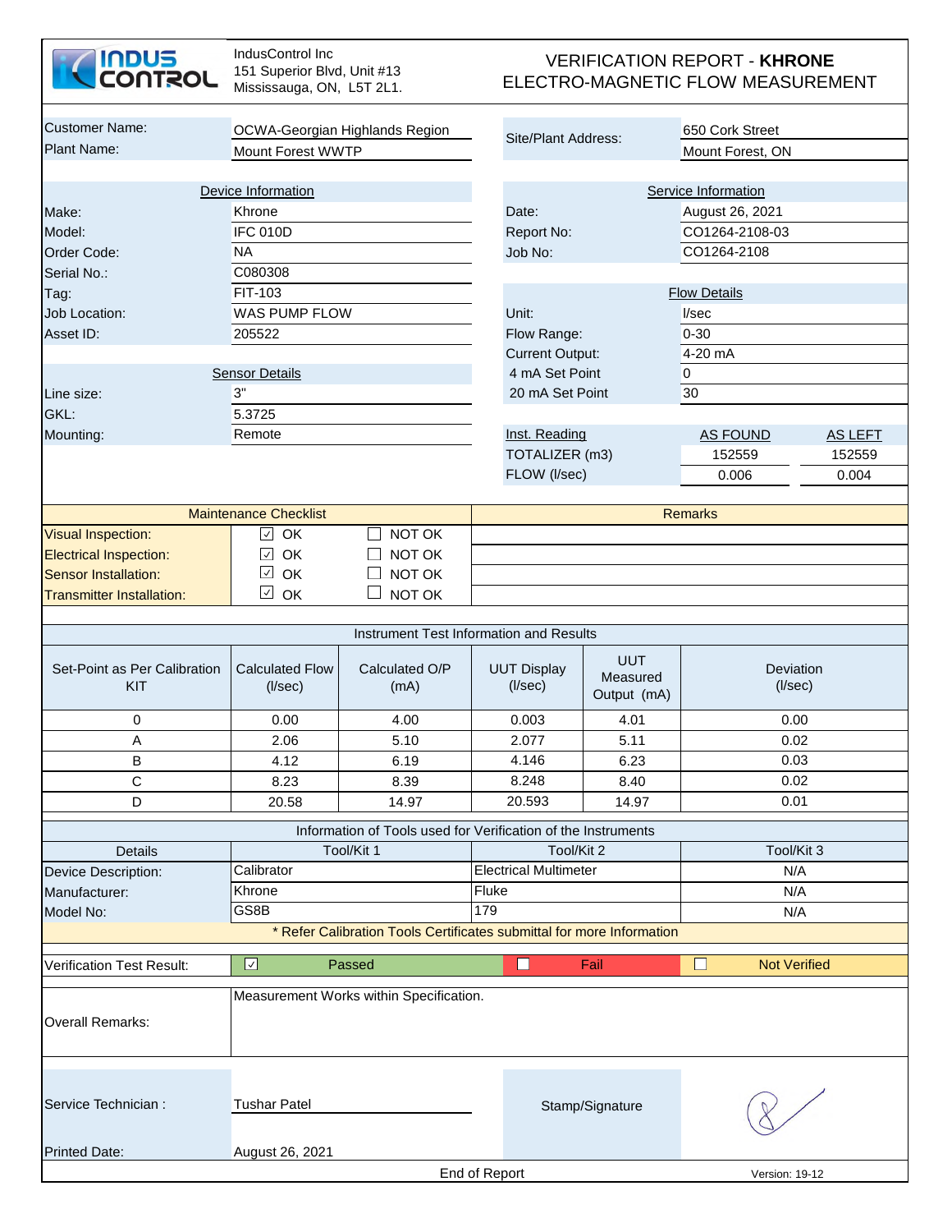**INDUS CONTROL**

IndusControl Inc
151 Superior Blvd, Unit #13
Mississauga, ON, L5T 2L1.

# VERIFICATION REPORT - **KHRONE**
# ELECTRO-MAGNETIC FLOW MEASUREMENT

| | | | |
|---|---|---|---|
| Customer Name: | OCWA-Georgian Highlands Region | Site/Plant Address: | 650 Cork Street |
| Plant Name: | Mount Forest WWTP | | Mount Forest, ON |

| Device Information | | Service Information | |
|---|---|---|---|
| Make: | Khrone | Date: | August 26, 2021 |
| Model: | IFC 010D | Report No: | CO1264-2108-03 |
| Order Code: | NA | Job No: | CO1264-2108 |
| Serial No.: | C080308 | | |
| Tag: | FIT-103 | | |
| Job Location: | WAS PUMP FLOW | | |
| Asset ID: | 205522 | | |

| Flow Details | |
|---|---|
| Unit: | l/sec |
| Flow Range: | 0-30 |
| Current Output: | 4-20 mA |
| 4 mA Set Point | 0 |
| 20 mA Set Point | 30 |

| Sensor Details | |
|---|---|
| Line size: | 3" |
| GKL: | 5.3725 |
| Mounting: | Remote |

| Inst. Reading | AS FOUND | AS LEFT |
|---|---|---|
| TOTALIZER (m3) | 152559 | 152559 |
| FLOW (l/sec) | 0.006 | 0.004 |

| Maintenance Checklist | | | Remarks |
|---|---|---|---|
| Visual Inspection: | ☑ OK | ☐ NOT OK | |
| Electrical Inspection: | ☑ OK | ☐ NOT OK | |
| Sensor Installation: | ☑ OK | ☐ NOT OK | |
| Transmitter Installation: | ☑ OK | ☐ NOT OK | |

**Instrument Test Information and Results**

| Set-Point as Per Calibration KIT | Calculated Flow (l/sec) | Calculated O/P (mA) | UUT Display (l/sec) | UUT Measured Output (mA) | Deviation (l/sec) |
|---|---|---|---|---|---|
| 0 | 0.00 | 4.00 | 0.003 | 4.01 | 0.00 |
| A | 2.06 | 5.10 | 2.077 | 5.11 | 0.02 |
| B | 4.12 | 6.19 | 4.146 | 6.23 | 0.03 |
| C | 8.23 | 8.39 | 8.248 | 8.40 | 0.02 |
| D | 20.58 | 14.97 | 20.593 | 14.97 | 0.01 |

**Information of Tools used for Verification of the Instruments**

| Details | Tool/Kit 1 | Tool/Kit 2 | Tool/Kit 3 |
|---|---|---|---|
| Device Description: | Calibrator | Electrical Multimeter | N/A |
| Manufacturer: | Khrone | Fluke | N/A |
| Model No: | GS8B | 179 | N/A |

\* Refer Calibration Tools Certificates submittal for more Information

| Verification Test Result: | ☑ Passed | ☐ Fail | ☐ Not Verified |
|---|---|---|---|

Overall Remarks: Measurement Works within Specification.

Service Technician : Tushar Patel

Stamp/Signature

Printed Date: August 26, 2021

End of Report

Version: 19-12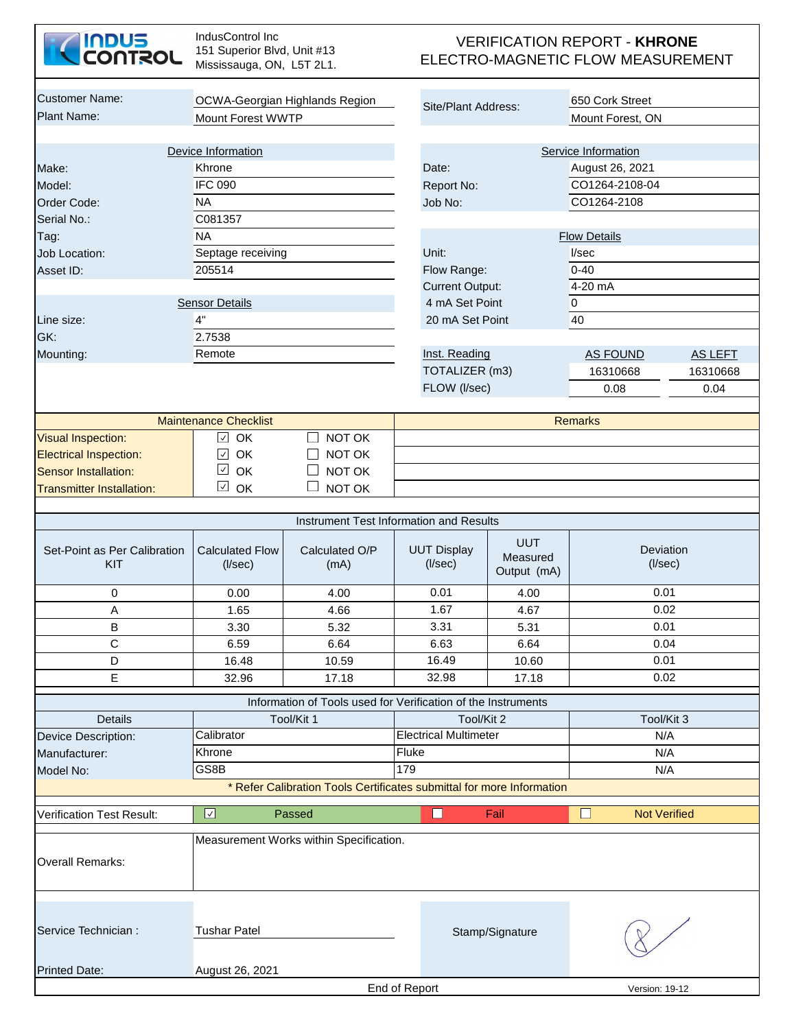IndusControl Inc
151 Superior Blvd, Unit #13
Mississauga, ON, L5T 2L1.

# VERIFICATION REPORT - **KHRONE** ELECTRO-MAGNETIC FLOW MEASUREMENT

| | | | |
|---|---|---|---|
| Customer Name: | OCWA-Georgian Highlands Region | Site/Plant Address: | 650 Cork Street |
| Plant Name: | Mount Forest WWTP | | Mount Forest, ON |

| Device Information | | Service Information | |
|---|---|---|---|
| Make: | Khrone | Date: | August 26, 2021 |
| Model: | IFC 090 | Report No: | CO1264-2108-04 |
| Order Code: | NA | Job No: | CO1264-2108 |
| Serial No.: | C081357 | | |
| Tag: | NA | **Flow Details** | |
| Job Location: | Septage receiving | Unit: | l/sec |
| Asset ID: | 205514 | Flow Range: | 0-40 |
| | | Current Output: | 4-20 mA |
| **Sensor Details** | | 4 mA Set Point | 0 |
| Line size: | 4" | 20 mA Set Point | 40 |
| GK: | 2.7538 | | |
| Mounting: | Remote | | |

| Inst. Reading | AS FOUND | AS LEFT |
|---|---|---|
| TOTALIZER (m3) | 16310668 | 16310668 |
| FLOW (l/sec) | 0.08 | 0.04 |

| Maintenance Checklist | | | Remarks |
|---|---|---|---|
| Visual Inspection: | ☑ OK | ☐ NOT OK | |
| Electrical Inspection: | ☑ OK | ☐ NOT OK | |
| Sensor Installation: | ☑ OK | ☐ NOT OK | |
| Transmitter Installation: | ☑ OK | ☐ NOT OK | |

**Instrument Test Information and Results**

| Set-Point as Per Calibration KIT | Calculated Flow (l/sec) | Calculated O/P (mA) | UUT Display (l/sec) | UUT Measured Output (mA) | Deviation (l/sec) |
|---|---|---|---|---|---|
| 0 | 0.00 | 4.00 | 0.01 | 4.00 | 0.01 |
| A | 1.65 | 4.66 | 1.67 | 4.67 | 0.02 |
| B | 3.30 | 5.32 | 3.31 | 5.31 | 0.01 |
| C | 6.59 | 6.64 | 6.63 | 6.64 | 0.04 |
| D | 16.48 | 10.59 | 16.49 | 10.60 | 0.01 |
| E | 32.96 | 17.18 | 32.98 | 17.18 | 0.02 |

**Information of Tools used for Verification of the Instruments**

| Details | Tool/Kit 1 | Tool/Kit 2 | Tool/Kit 3 |
|---|---|---|---|
| Device Description: | Calibrator | Electrical Multimeter | N/A |
| Manufacturer: | Khrone | Fluke | N/A |
| Model No: | GS8B | 179 | N/A |

* Refer Calibration Tools Certificates submittal for more Information

| Verification Test Result: | ☑ Passed | ☐ Fail | ☐ Not Verified |
|---|---|---|---|

Overall Remarks: Measurement Works within Specification.

Service Technician : Tushar Patel

Stamp/Signature

Printed Date: August 26, 2021

End of Report

Version: 19-12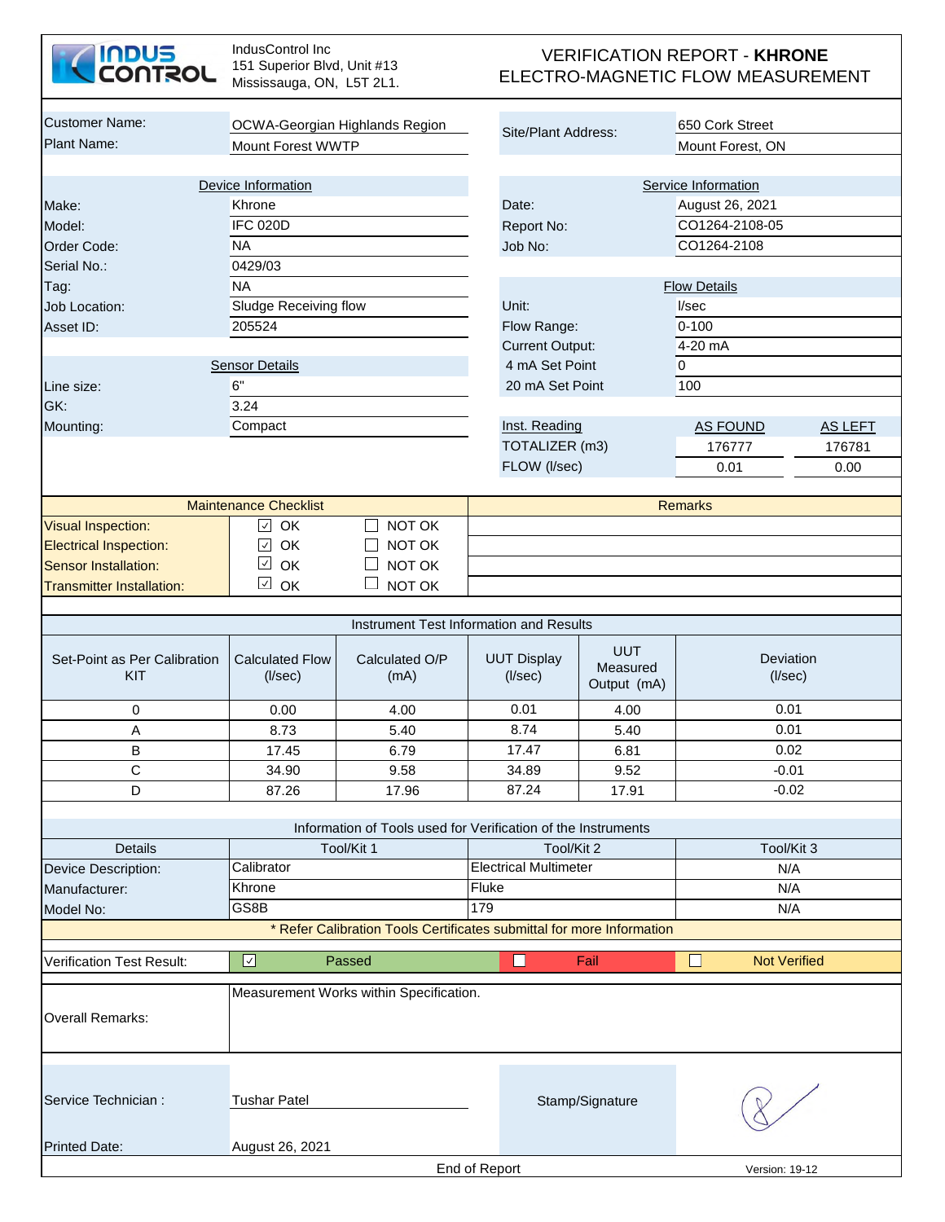**INDUS CONTROL**

IndusControl Inc
151 Superior Blvd, Unit #13
Mississauga, ON, L5T 2L1.

# VERIFICATION REPORT - **KHRONE**
## ELECTRO-MAGNETIC FLOW MEASUREMENT

| | | | |
|---|---|---|---|
| Customer Name: | OCWA-Georgian Highlands Region | Site/Plant Address: | 650 Cork Street |
| Plant Name: | Mount Forest WWTP | | Mount Forest, ON |

| Device Information | | Service Information | |
|---|---|---|---|
| Make: | Khrone | Date: | August 26, 2021 |
| Model: | IFC 020D | Report No: | CO1264-2108-05 |
| Order Code: | NA | Job No: | CO1264-2108 |
| Serial No.: | 0429/03 | | |
| Tag: | NA | **Flow Details** | |
| Job Location: | Sludge Receiving flow | Unit: | l/sec |
| Asset ID: | 205524 | Flow Range: | 0-100 |
| | | Current Output: | 4-20 mA |
| **Sensor Details** | | 4 mA Set Point | 0 |
| Line size: | 6" | 20 mA Set Point | 100 |
| GK: | 3.24 | | |
| Mounting: | Compact | | |

| Inst. Reading | AS FOUND | AS LEFT |
|---|---|---|
| TOTALIZER (m3) | 176777 | 176781 |
| FLOW (l/sec) | 0.01 | 0.00 |

| Maintenance Checklist | | | Remarks |
|---|---|---|---|
| Visual Inspection: | ☑ OK | ☐ NOT OK | |
| Electrical Inspection: | ☑ OK | ☐ NOT OK | |
| Sensor Installation: | ☑ OK | ☐ NOT OK | |
| Transmitter Installation: | ☑ OK | ☐ NOT OK | |

**Instrument Test Information and Results**

| Set-Point as Per Calibration KIT | Calculated Flow (l/sec) | Calculated O/P (mA) | UUT Display (l/sec) | UUT Measured Output (mA) | Deviation (l/sec) |
|---|---|---|---|---|---|
| 0 | 0.00 | 4.00 | 0.01 | 4.00 | 0.01 |
| A | 8.73 | 5.40 | 8.74 | 5.40 | 0.01 |
| B | 17.45 | 6.79 | 17.47 | 6.81 | 0.02 |
| C | 34.90 | 9.58 | 34.89 | 9.52 | -0.01 |
| D | 87.26 | 17.96 | 87.24 | 17.91 | -0.02 |

**Information of Tools used for Verification of the Instruments**

| Details | Tool/Kit 1 | Tool/Kit 2 | Tool/Kit 3 |
|---|---|---|---|
| Device Description: | Calibrator | Electrical Multimeter | N/A |
| Manufacturer: | Khrone | Fluke | N/A |
| Model No: | GS8B | 179 | N/A |

* Refer Calibration Tools Certificates submittal for more Information

| Verification Test Result: | ☑ Passed | ☐ Fail | ☐ Not Verified |
|---|---|---|---|

Overall Remarks: Measurement Works within Specification.

Service Technician : Tushar Patel

Stamp/Signature

Printed Date: August 26, 2021

End of Report

Version: 19-12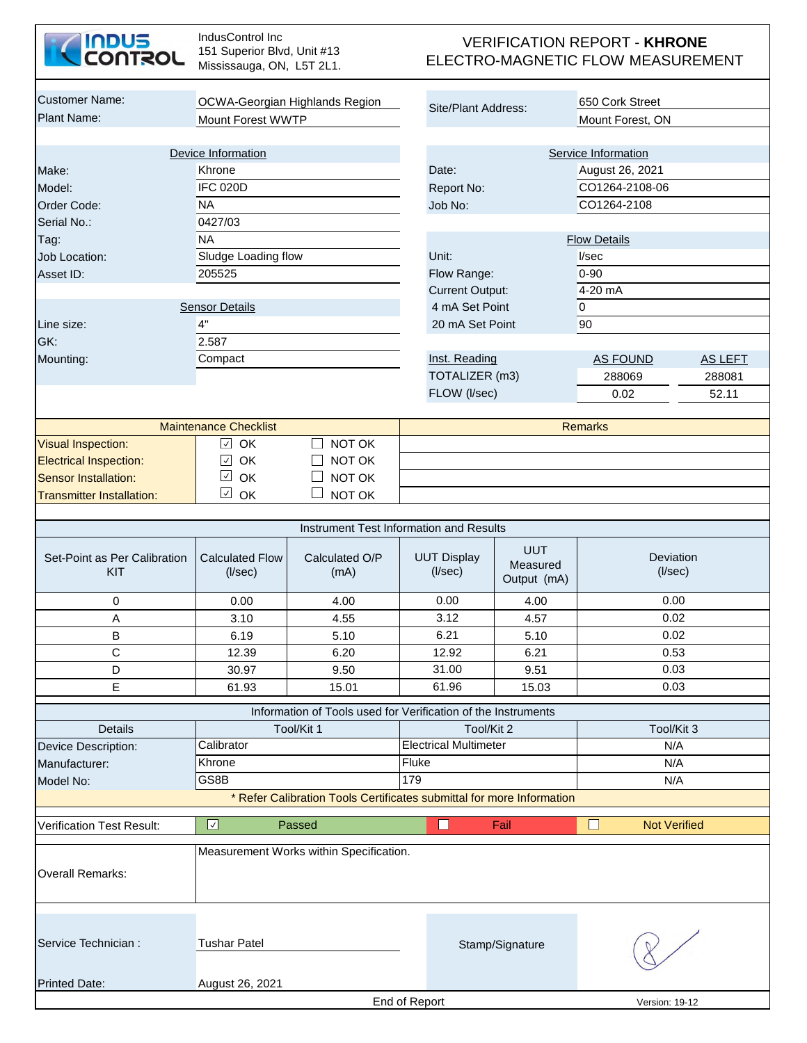IndusControl Inc
151 Superior Blvd, Unit #13
Mississauga, ON, L5T 2L1.

# VERIFICATION REPORT - **KHRONE** ELECTRO-MAGNETIC FLOW MEASUREMENT

| | | | |
|---|---|---|---|
| Customer Name: | OCWA-Georgian Highlands Region | Site/Plant Address: | 650 Cork Street |
| Plant Name: | Mount Forest WWTP | | Mount Forest, ON |

| Device Information | | Service Information | |
|---|---|---|---|
| Make: | Khrone | Date: | August 26, 2021 |
| Model: | IFC 020D | Report No: | CO1264-2108-06 |
| Order Code: | NA | Job No: | CO1264-2108 |
| Serial No.: | 0427/03 | | |
| Tag: | NA | **Flow Details** | |
| Job Location: | Sludge Loading flow | Unit: | l/sec |
| Asset ID: | 205525 | Flow Range: | 0-90 |
| | | Current Output: | 4-20 mA |
| **Sensor Details** | | 4 mA Set Point | 0 |
| Line size: | 4" | 20 mA Set Point | 90 |
| GK: | 2.587 | | |
| Mounting: | Compact | | |

| Inst. Reading | AS FOUND | AS LEFT |
|---|---|---|
| TOTALIZER (m3) | 288069 | 288081 |
| FLOW (l/sec) | 0.02 | 52.11 |

| Maintenance Checklist | | | Remarks |
|---|---|---|---|
| Visual Inspection: | ☑ OK | ☐ NOT OK | |
| Electrical Inspection: | ☑ OK | ☐ NOT OK | |
| Sensor Installation: | ☑ OK | ☐ NOT OK | |
| Transmitter Installation: | ☑ OK | ☐ NOT OK | |

**Instrument Test Information and Results**

| Set-Point as Per Calibration KIT | Calculated Flow (l/sec) | Calculated O/P (mA) | UUT Display (l/sec) | UUT Measured Output (mA) | Deviation (l/sec) |
|---|---|---|---|---|---|
| 0 | 0.00 | 4.00 | 0.00 | 4.00 | 0.00 |
| A | 3.10 | 4.55 | 3.12 | 4.57 | 0.02 |
| B | 6.19 | 5.10 | 6.21 | 5.10 | 0.02 |
| C | 12.39 | 6.20 | 12.92 | 6.21 | 0.53 |
| D | 30.97 | 9.50 | 31.00 | 9.51 | 0.03 |
| E | 61.93 | 15.01 | 61.96 | 15.03 | 0.03 |

**Information of Tools used for Verification of the Instruments**

| Details | Tool/Kit 1 | Tool/Kit 2 | Tool/Kit 3 |
|---|---|---|---|
| Device Description: | Calibrator | Electrical Multimeter | N/A |
| Manufacturer: | Khrone | Fluke | N/A |
| Model No: | GS8B | 179 | N/A |

* Refer Calibration Tools Certificates submittal for more Information

| Verification Test Result: | ☑ Passed | ☐ Fail | ☐ Not Verified |
|---|---|---|---|

Overall Remarks: Measurement Works within Specification.

Service Technician : Tushar Patel

Stamp/Signature

Printed Date: August 26, 2021

End of Report

Version: 19-12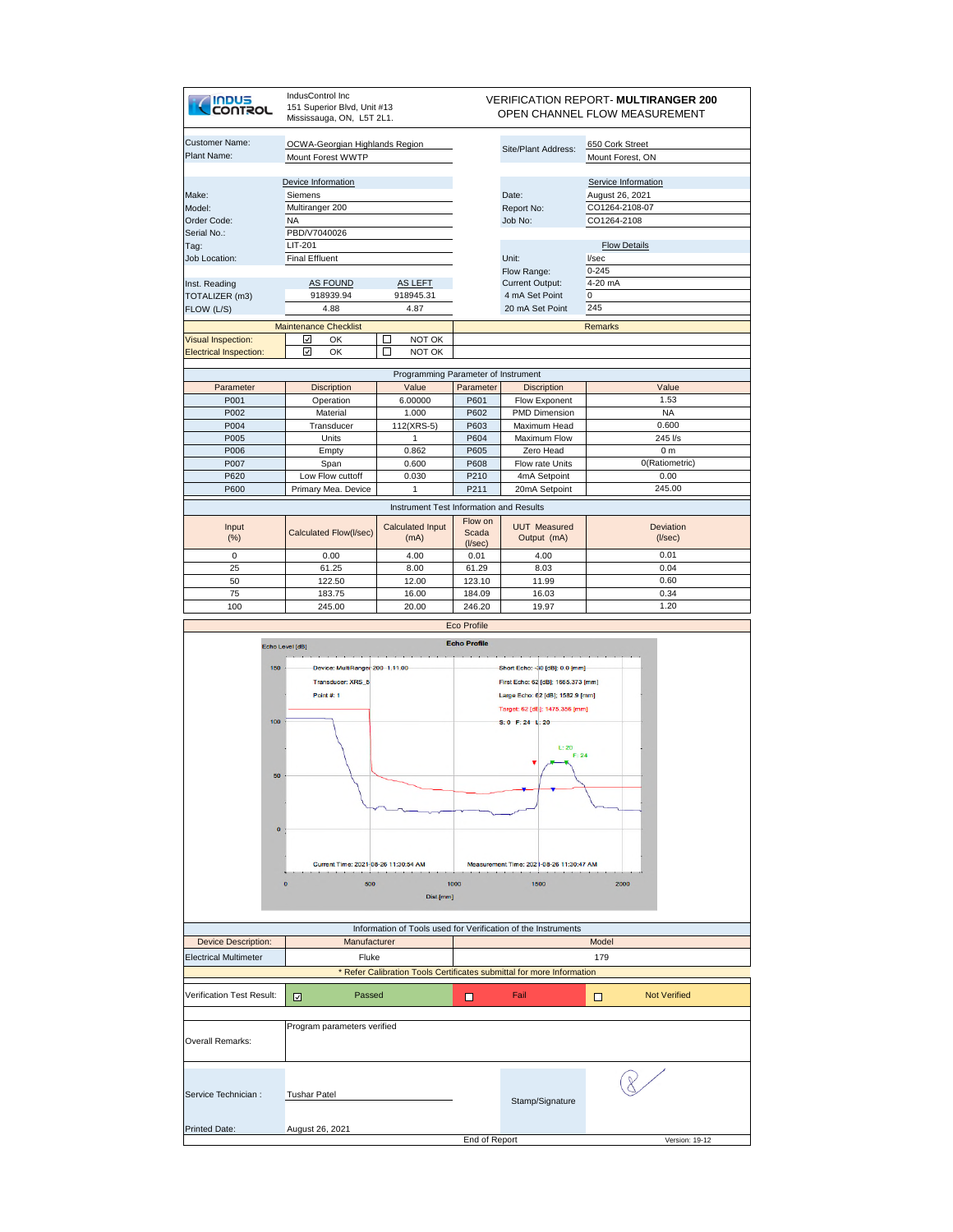IndusControl Inc
151 Superior Blvd, Unit #13
Mississauga, ON, L5T 2L1.

# VERIFICATION REPORT- **MULTIRANGER 200**
## OPEN CHANNEL FLOW MEASUREMENT

| | | | |
|---|---|---|---|
| Customer Name: | OCWA-Georgian Highlands Region | Site/Plant Address: | 650 Cork Street |
| Plant Name: | Mount Forest WWTP | | Mount Forest, ON |

| Device Information | | Service Information | |
|---|---|---|---|
| Make: | Siemens | Date: | August 26, 2021 |
| Model: | Multiranger 200 | Report No: | CO1264-2108-07 |
| Order Code: | NA | Job No: | CO1264-2108 |
| Serial No.: | PBD/V7040026 | | |
| Tag: | LIT-201 | **Flow Details** | |
| Job Location: | Final Effluent | Unit: | l/sec |
| | | Flow Range: | 0-245 |

| | AS FOUND | AS LEFT | | |
|---|---|---|---|---|
| Inst. Reading | | | Current Output: | 4-20 mA |
| TOTALIZER (m3) | 918939.94 | 918945.31 | 4 mA Set Point | 0 |
| FLOW (L/S) | 4.88 | 4.87 | 20 mA Set Point | 245 |

| Maintenance Checklist | | | Remarks |
|---|---|---|---|
| Visual Inspection: | ☑ OK | ☐ NOT OK | |
| Electrical Inspection: | ☑ OK | ☐ NOT OK | |

**Programming Parameter of Instrument**

| Parameter | Discription | Value | Parameter | Discription | Value |
|---|---|---|---|---|---|
| P001 | Operation | 6.00000 | P601 | Flow Exponent | 1.53 |
| P002 | Material | 1.000 | P602 | PMD Dimension | NA |
| P004 | Transducer | 112(XRS-5) | P603 | Maximum Head | 0.600 |
| P005 | Units | 1 | P604 | Maximum Flow | 245 l/s |
| P006 | Empty | 0.862 | P605 | Zero Head | 0 m |
| P007 | Span | 0.600 | P608 | Flow rate Units | 0(Ratiometric) |
| P620 | Low Flow cuttoff | 0.030 | P210 | 4mA Setpoint | 0.00 |
| P600 | Primary Mea. Device | 1 | P211 | 20mA Setpoint | 245.00 |

**Instrument Test Information and Results**

| Input (%) | Calculated Flow(l/sec) | Calculated Input (mA) | Flow on Scada (l/sec) | UUT Measured Output (mA) | Deviation (l/sec) |
|---|---|---|---|---|---|
| 0 | 0.00 | 4.00 | 0.01 | 4.00 | 0.01 |
| 25 | 61.25 | 8.00 | 61.29 | 8.03 | 0.04 |
| 50 | 122.50 | 12.00 | 123.10 | 11.99 | 0.60 |
| 75 | 183.75 | 16.00 | 184.09 | 16.03 | 0.34 |
| 100 | 245.00 | 20.00 | 246.20 | 19.97 | 1.20 |

**Eco Profile**

**Information of Tools used for Verification of the Instruments**

| Device Description: | Manufacturer | Model |
|---|---|---|
| Electrical Multimeter | Fluke | 179 |

\* Refer Calibration Tools Certificates submittal for more Information

| Verification Test Result: | ☑ Passed | ☐ Fail | ☐ Not Verified |
|---|---|---|---|

Overall Remarks: Program parameters verified

Service Technician : Tushar Patel

Stamp/Signature

Printed Date: August 26, 2021

End of Report

Version: 19-12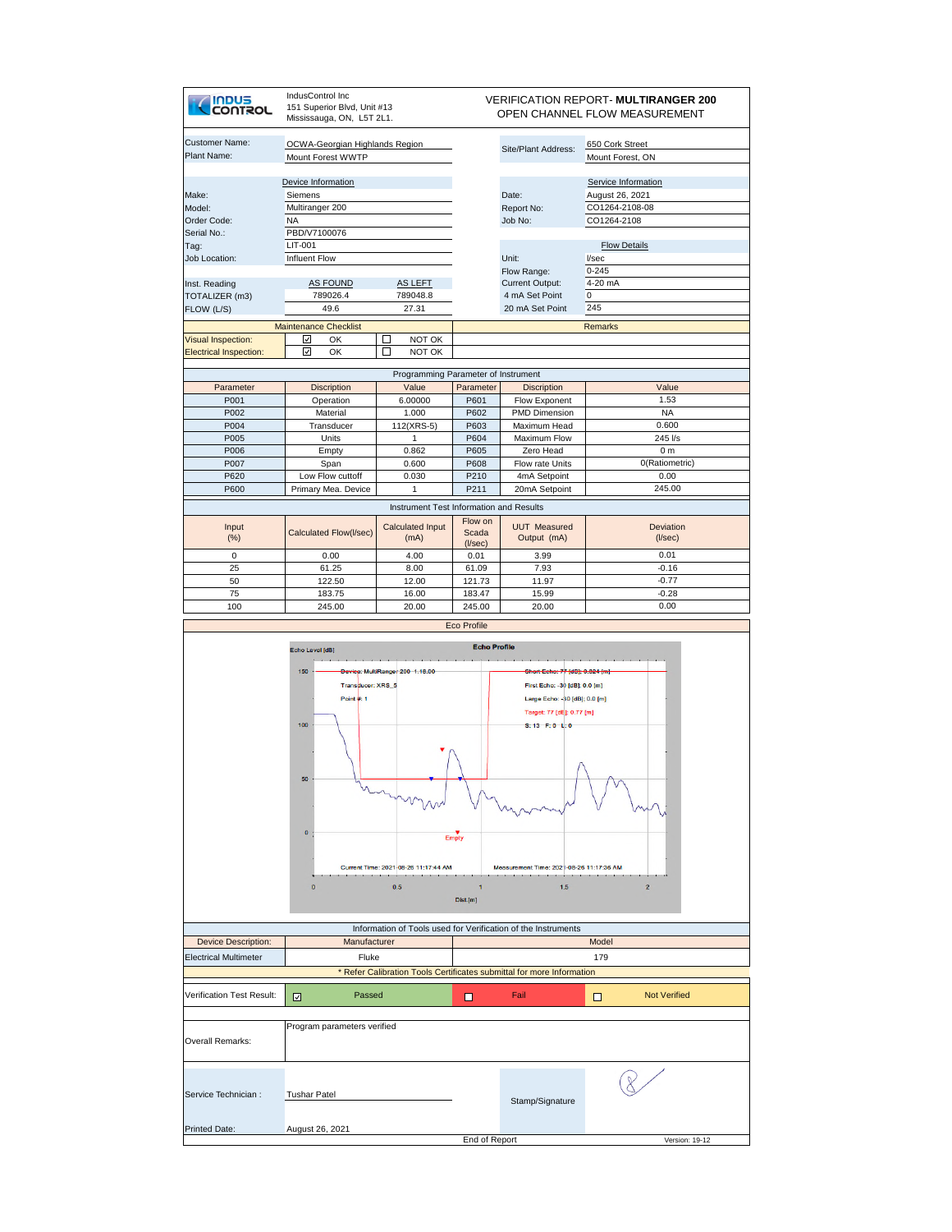IndusControl Inc
151 Superior Blvd, Unit #13
Mississauga, ON, L5T 2L1.

# VERIFICATION REPORT- **MULTIRANGER 200**
## OPEN CHANNEL FLOW MEASUREMENT

| | | | |
|---|---|---|---|
| Customer Name: | OCWA-Georgian Highlands Region | Site/Plant Address: | 650 Cork Street |
| Plant Name: | Mount Forest WWTP | | Mount Forest, ON |

| Device Information | | | Service Information | |
|---|---|---|---|---|
| Make: | Siemens | | Date: | August 26, 2021 |
| Model: | Multiranger 200 | | Report No: | CO1264-2108-08 |
| Order Code: | NA | | Job No: | CO1264-2108 |
| Serial No.: | PBD/V7100076 | | | |
| Tag: | LIT-001 | | **Flow Details** | |
| Job Location: | Influent Flow | | Unit: | l/sec |
| | | | Flow Range: | 0-245 |
| Inst. Reading | AS FOUND | AS LEFT | Current Output: | 4-20 mA |
| TOTALIZER (m3) | 789026.4 | 789048.8 | 4 mA Set Point | 0 |
| FLOW (L/S) | 49.6 | 27.31 | 20 mA Set Point | 245 |

| Maintenance Checklist | | | Remarks |
|---|---|---|---|
| Visual Inspection: | ☑ OK | ☐ NOT OK | |
| Electrical Inspection: | ☑ OK | ☐ NOT OK | |

**Programming Parameter of Instrument**

| Parameter | Discription | Value | Parameter | Discription | Value |
|---|---|---|---|---|---|
| P001 | Operation | 6.00000 | P601 | Flow Exponent | 1.53 |
| P002 | Material | 1.000 | P602 | PMD Dimension | NA |
| P004 | Transducer | 112(XRS-5) | P603 | Maximum Head | 0.600 |
| P005 | Units | 1 | P604 | Maximum Flow | 245 l/s |
| P006 | Empty | 0.862 | P605 | Zero Head | 0 m |
| P007 | Span | 0.600 | P608 | Flow rate Units | 0(Ratiometric) |
| P620 | Low Flow cuttoff | 0.030 | P210 | 4mA Setpoint | 0.00 |
| P600 | Primary Mea. Device | 1 | P211 | 20mA Setpoint | 245.00 |

**Instrument Test Information and Results**

| Input (%) | Calculated Flow(l/sec) | Calculated Input (mA) | Flow on Scada (l/sec) | UUT Measured Output (mA) | Deviation (l/sec) |
|---|---|---|---|---|---|
| 0 | 0.00 | 4.00 | 0.01 | 3.99 | 0.01 |
| 25 | 61.25 | 8.00 | 61.09 | 7.93 | -0.16 |
| 50 | 122.50 | 12.00 | 121.73 | 11.97 | -0.77 |
| 75 | 183.75 | 16.00 | 183.47 | 15.99 | -0.28 |
| 100 | 245.00 | 20.00 | 245.00 | 20.00 | 0.00 |

**Eco Profile**

Echo Profile

Echo Level [dB]

Device: MultiRanger 200 1.18.00
Transducer: XRS_5
Point #: 1

Short Echo: 77 [dB]; 0.824 [m]
First Echo: -30 [dB]; 0.0 [m]
Large Echo: -30 [dB]; 0.0 [m]
Target: 77 [dB]; 0.77 [m]
S: 13 F: 0 L: 0

Empty

Current Time: 2021-08-26 11:17:44 AM
Measurement Time: 2021-08-26 11:17:36 AM

Dist.[m]

**Information of Tools used for Verification of the Instruments**

| Device Description: | Manufacturer | Model |
|---|---|---|
| Electrical Multimeter | Fluke | 179 |

\* Refer Calibration Tools Certificates submittal for more Information

| Verification Test Result: | ☑ Passed | ☐ Fail | ☐ Not Verified |
|---|---|---|---|

| | |
|---|---|
| Overall Remarks: | Program parameters verified |

| | | | |
|---|---|---|---|
| Service Technician : | Tushar Patel | Stamp/Signature | |
| Printed Date: | August 26, 2021 | | |

End of Report

Version: 19-12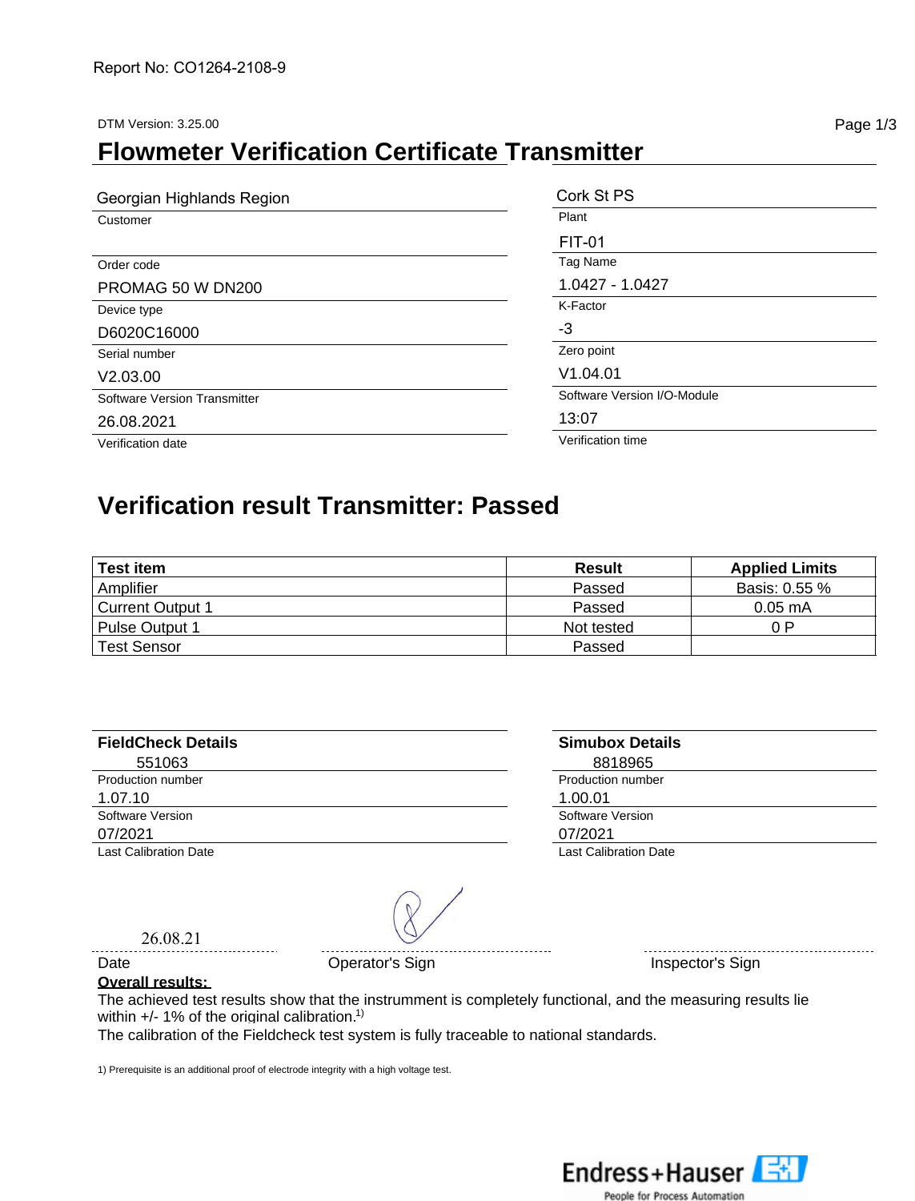Report No: CO1264-2108-9

DTM Version: 3.25.00

# Flowmeter Verification Certificate Transmitter

| Field | Value |
|---|---|
| Customer | Georgian Highlands Region |
| Order code | |
| Device type | PROMAG 50 W DN200 |
| Serial number | D6020C16000 |
| Software Version Transmitter | V2.03.00 |
| Verification date | 26.08.2021 |
| Plant | Cork St PS |
| Tag Name | FIT-01 |
| K-Factor | 1.0427 - 1.0427 |
| Zero point | -3 |
| Software Version I/O-Module | V1.04.01 |
| Verification time | 13:07 |

## Verification result Transmitter: Passed

| Test item | Result | Applied Limits |
|---|---|---|
| Amplifier | Passed | Basis: 0.55 % |
| Current Output 1 | Passed | 0.05 mA |
| Pulse Output 1 | Not tested | 0 P |
| Test Sensor | Passed | |

| FieldCheck Details | |
|---|---|
| Production number | 551063 |
| Software Version | 1.07.10 |
| Last Calibration Date | 07/2021 |

| Simubox Details | |
|---|---|
| Production number | 8818965 |
| Software Version | 1.00.01 |
| Last Calibration Date | 07/2021 |

Date: 26.08.21

Operator's Sign

Inspector's Sign

**Overall results:**

The achieved test results show that the instrument is completely functional, and the measuring results lie within +/- 1% of the original calibration.[1)]

The calibration of the Fieldcheck test system is fully traceable to national standards.

1) Prerequisite is an additional proof of electrode integrity with a high voltage test.

Endress+Hauser

People for Process Automation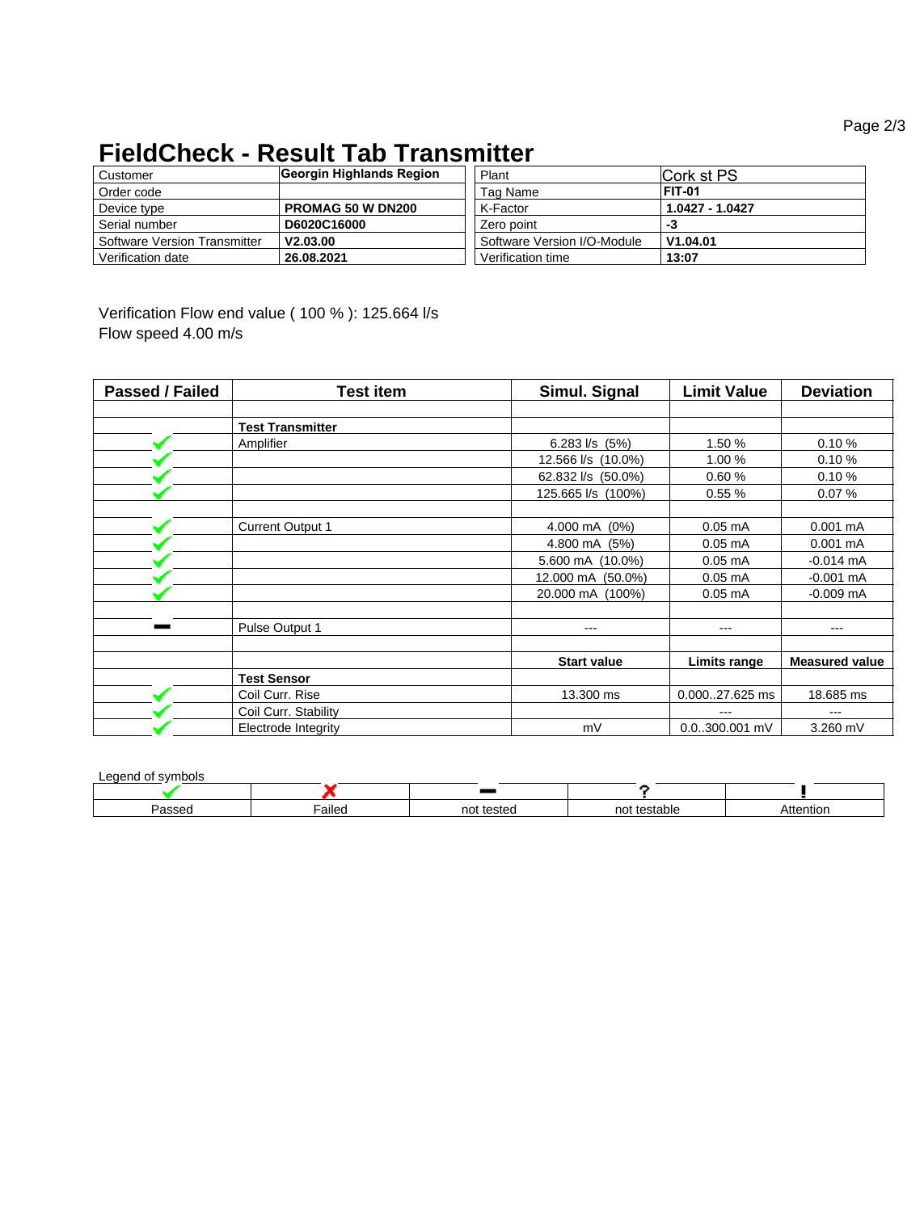# FieldCheck - Result Tab Transmitter

| Customer | Georgin Highlands Region | Plant | Cork st PS |
|---|---|---|---|
| Order code | | Tag Name | FIT-01 |
| Device type | PROMAG 50 W DN200 | K-Factor | 1.0427 - 1.0427 |
| Serial number | D6020C16000 | Zero point | -3 |
| Software Version Transmitter | V2.03.00 | Software Version I/O-Module | V1.04.01 |
| Verification date | 26.08.2021 | Verification time | 13:07 |

Verification Flow end value ( 100 % ): 125.664 l/s
Flow speed 4.00 m/s

| Passed / Failed | Test item | Simul. Signal | Limit Value | Deviation |
|---|---|---|---|---|
| | | | | |
| | **Test Transmitter** | | | |
| ✔ | Amplifier | 6.283 l/s (5%) | 1.50 % | 0.10 % |
| ✔ | | 12.566 l/s (10.0%) | 1.00 % | 0.10 % |
| ✔ | | 62.832 l/s (50.0%) | 0.60 % | 0.10 % |
| ✔ | | 125.665 l/s (100%) | 0.55 % | 0.07 % |
| | | | | |
| ✔ | Current Output 1 | 4.000 mA (0%) | 0.05 mA | 0.001 mA |
| ✔ | | 4.800 mA (5%) | 0.05 mA | 0.001 mA |
| ✔ | | 5.600 mA (10.0%) | 0.05 mA | -0.014 mA |
| ✔ | | 12.000 mA (50.0%) | 0.05 mA | -0.001 mA |
| ✔ | | 20.000 mA (100%) | 0.05 mA | -0.009 mA |
| | | | | |
| ▬ | Pulse Output 1 | --- | --- | --- |
| | | | | |
| | | **Start value** | **Limits range** | **Measured value** |
| | **Test Sensor** | | | |
| ✔ | Coil Curr. Rise | 13.300 ms | 0.000..27.625 ms | 18.685 ms |
| ✔ | Coil Curr. Stability | | --- | --- |
| ✔ | Electrode Integrity | mV | 0.0..300.001 mV | 3.260 mV |

Legend of symbols

| ✔ | ✘ | ▬ | ? | ! |
|---|---|---|---|---|
| Passed | Failed | not tested | not testable | Attention |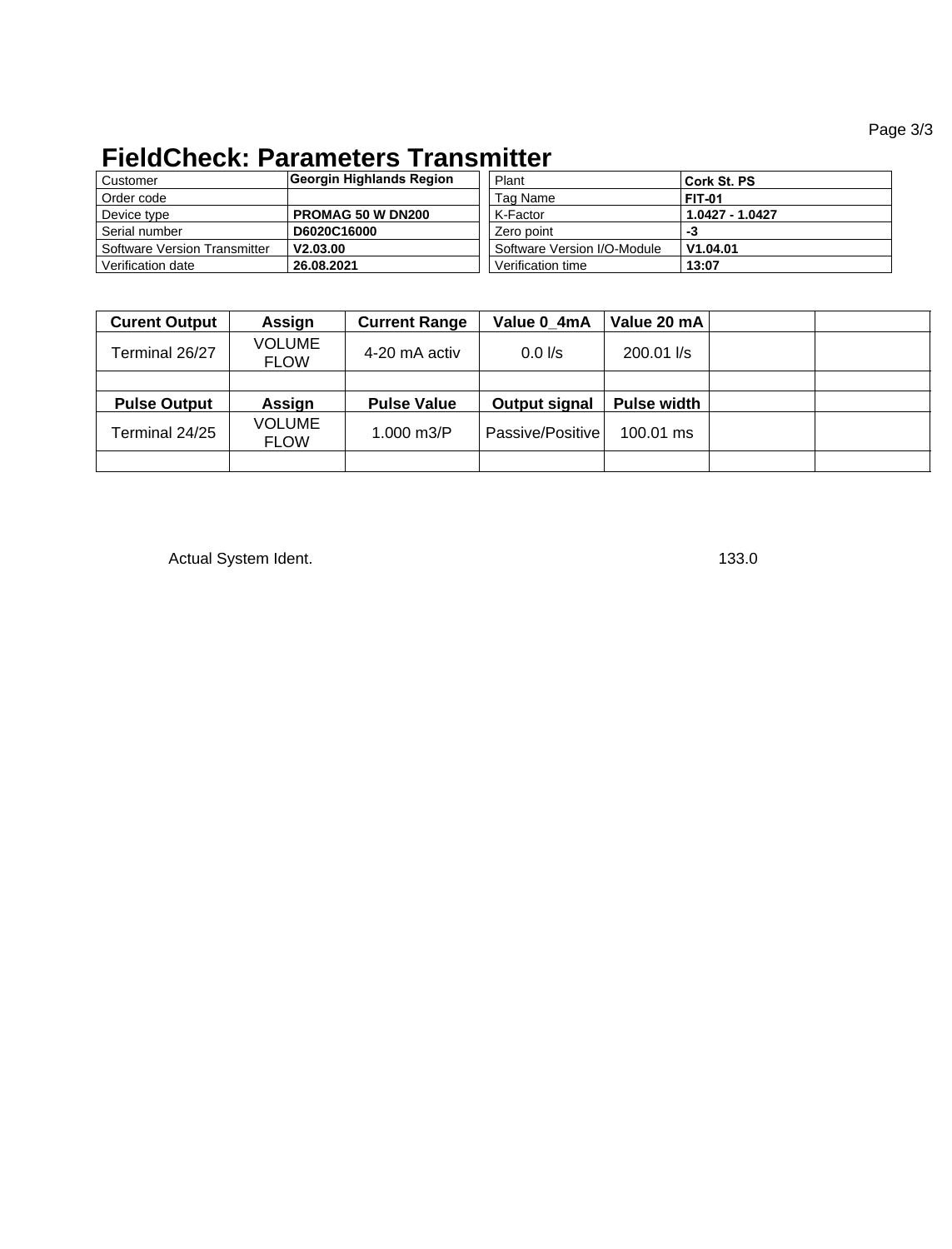# FieldCheck: Parameters Transmitter

| Customer | Georgin Highlands Region | Plant | Cork St. PS |
|---|---|---|---|
| Order code | | Tag Name | FIT-01 |
| Device type | PROMAG 50 W DN200 | K-Factor | 1.0427 - 1.0427 |
| Serial number | D6020C16000 | Zero point | -3 |
| Software Version Transmitter | V2.03.00 | Software Version I/O-Module | V1.04.01 |
| Verification date | 26.08.2021 | Verification time | 13:07 |

| Curent Output | Assign | Current Range | Value 0_4mA | Value 20 mA | | |
|---|---|---|---|---|---|---|
| Terminal 26/27 | VOLUME FLOW | 4-20 mA activ | 0.0 l/s | 200.01 l/s | | |
| | | | | | | |
| **Pulse Output** | **Assign** | **Pulse Value** | **Output signal** | **Pulse width** | | |
| Terminal 24/25 | VOLUME FLOW | 1.000 m3/P | Passive/Positive | 100.01 ms | | |
| | | | | | | |

Actual System Ident. 133.0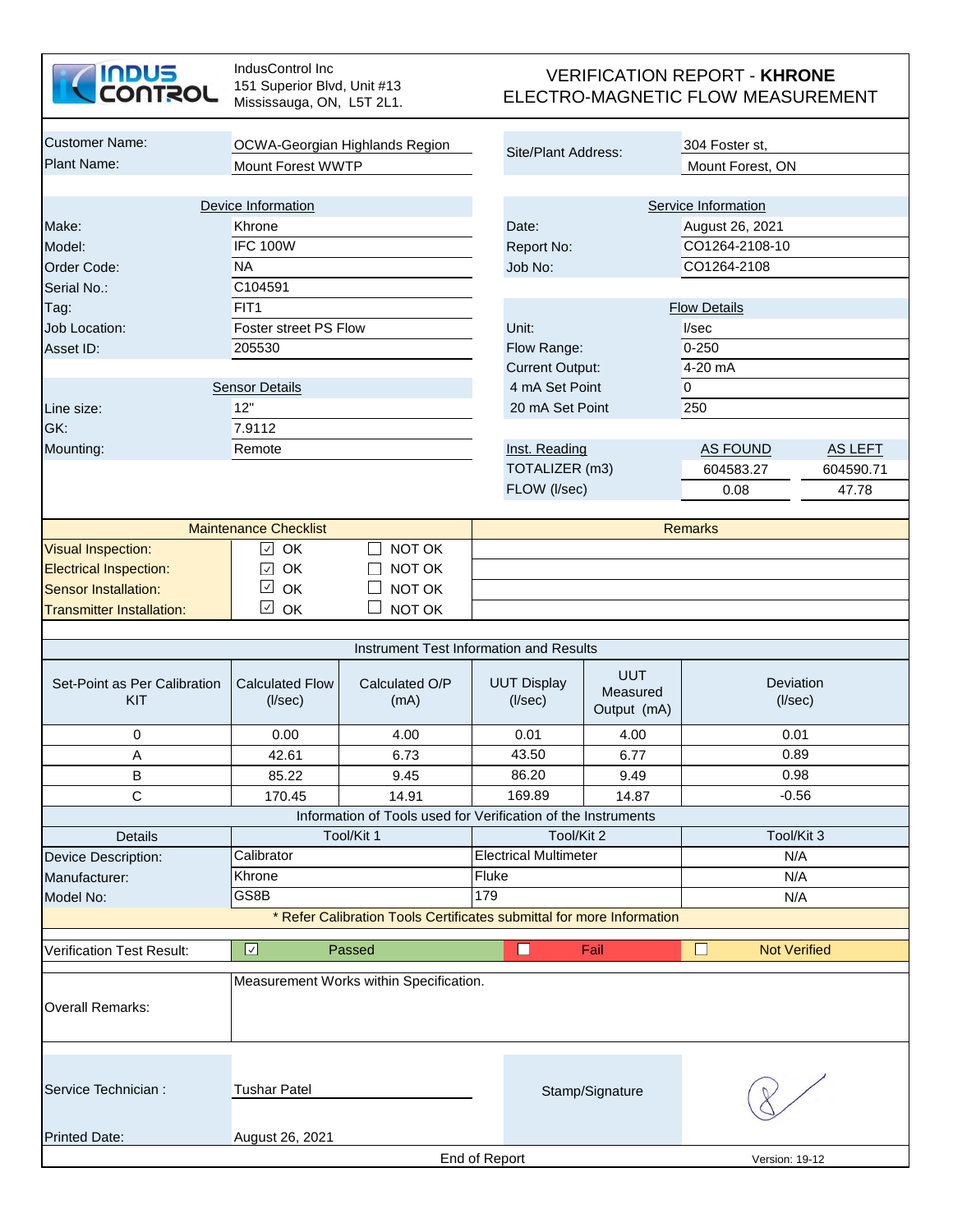IndusControl Inc
151 Superior Blvd, Unit #13
Mississauga, ON, L5T 2L1.

# VERIFICATION REPORT - **KHRONE** ELECTRO-MAGNETIC FLOW MEASUREMENT

| | | | |
|---|---|---|---|
| Customer Name: | OCWA-Georgian Highlands Region | Site/Plant Address: | 304 Foster st, |
| Plant Name: | Mount Forest WWTP | | Mount Forest, ON |

| Device Information | | Service Information | |
|---|---|---|---|
| Make: | Khrone | Date: | August 26, 2021 |
| Model: | IFC 100W | Report No: | CO1264-2108-10 |
| Order Code: | NA | Job No: | CO1264-2108 |
| Serial No.: | C104591 | | |
| Tag: | FIT1 | **Flow Details** | |
| Job Location: | Foster street PS Flow | Unit: | l/sec |
| Asset ID: | 205530 | Flow Range: | 0-250 |
| | | Current Output: | 4-20 mA |
| **Sensor Details** | | 4 mA Set Point | 0 |
| Line size: | 12" | 20 mA Set Point | 250 |
| GK: | 7.9112 | | |
| Mounting: | Remote | | |

| Inst. Reading | AS FOUND | AS LEFT |
|---|---|---|
| TOTALIZER (m3) | 604583.27 | 604590.71 |
| FLOW (l/sec) | 0.08 | 47.78 |

| Maintenance Checklist | | | Remarks |
|---|---|---|---|
| Visual Inspection: | ☑ OK | ☐ NOT OK | |
| Electrical Inspection: | ☑ OK | ☐ NOT OK | |
| Sensor Installation: | ☑ OK | ☐ NOT OK | |
| Transmitter Installation: | ☑ OK | ☐ NOT OK | |

**Instrument Test Information and Results**

| Set-Point as Per Calibration KIT | Calculated Flow (l/sec) | Calculated O/P (mA) | UUT Display (l/sec) | UUT Measured Output (mA) | Deviation (l/sec) |
|---|---|---|---|---|---|
| 0 | 0.00 | 4.00 | 0.01 | 4.00 | 0.01 |
| A | 42.61 | 6.73 | 43.50 | 6.77 | 0.89 |
| B | 85.22 | 9.45 | 86.20 | 9.49 | 0.98 |
| C | 170.45 | 14.91 | 169.89 | 14.87 | -0.56 |

**Information of Tools used for Verification of the Instruments**

| Details | Tool/Kit 1 | Tool/Kit 2 | Tool/Kit 3 |
|---|---|---|---|
| Device Description: | Calibrator | Electrical Multimeter | N/A |
| Manufacturer: | Khrone | Fluke | N/A |
| Model No: | GS8B | 179 | N/A |

\* Refer Calibration Tools Certificates submittal for more Information

| Verification Test Result: | ☑ Passed | ☐ Fail | ☐ Not Verified |
|---|---|---|---|

Overall Remarks: Measurement Works within Specification.

Service Technician : Tushar Patel

Stamp/Signature

Printed Date: August 26, 2021

End of Report

Version: 19-12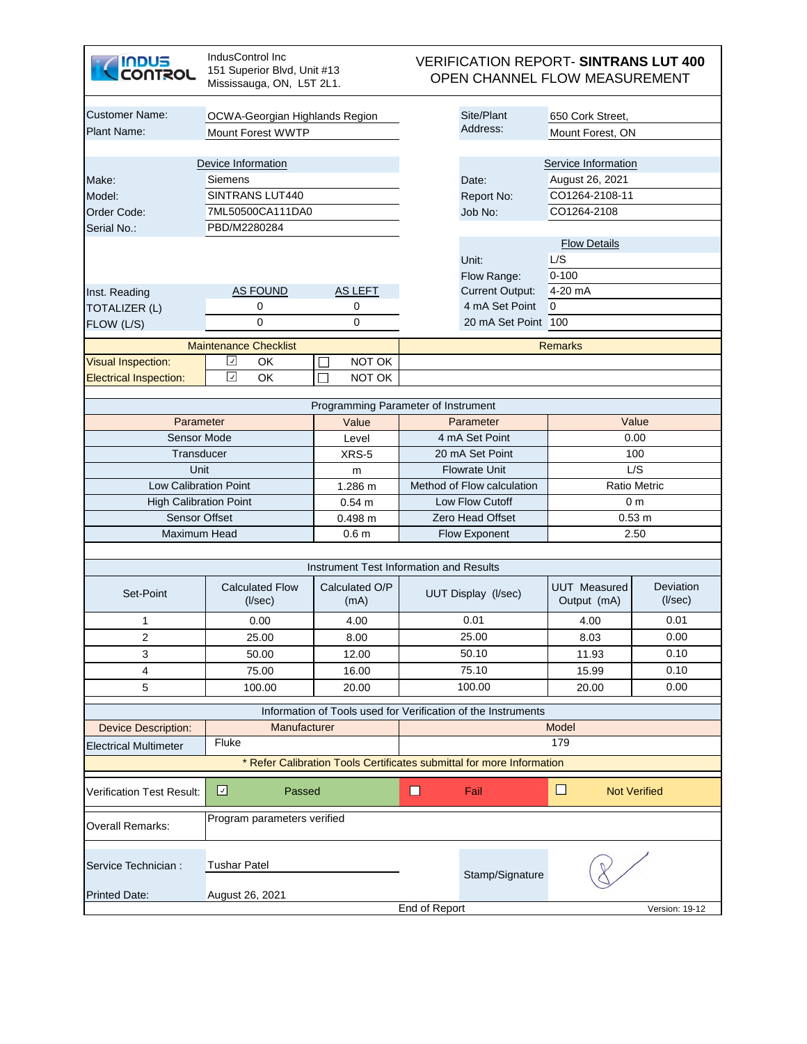IndusControl Inc
151 Superior Blvd, Unit #13
Mississauga, ON, L5T 2L1.

# VERIFICATION REPORT- **SINTRANS LUT 400**
# OPEN CHANNEL FLOW MEASUREMENT

| | | | |
|---|---|---|---|
| Customer Name: | OCWA-Georgian Highlands Region | Site/Plant Address: | 650 Cork Street, |
| Plant Name: | Mount Forest WWTP | | Mount Forest, ON |

| Device Information | | Service Information | |
|---|---|---|---|
| Make: | Siemens | Date: | August 26, 2021 |
| Model: | SINTRANS LUT440 | Report No: | CO1264-2108-11 |
| Order Code: | 7ML50500CA111DA0 | Job No: | CO1264-2108 |
| Serial No.: | PBD/M2280284 | | |

| Flow Details | |
|---|---|
| Unit: | L/S |
| Flow Range: | 0-100 |
| Current Output: | 4-20 mA |
| 4 mA Set Point | 0 |
| 20 mA Set Point | 100 |

| Inst. Reading | AS FOUND | AS LEFT |
|---|---|---|
| TOTALIZER (L) | 0 | 0 |
| FLOW (L/S) | 0 | 0 |

| Maintenance Checklist | | | Remarks |
|---|---|---|---|
| Visual Inspection: | ☑ OK | ☐ NOT OK | |
| Electrical Inspection: | ☑ OK | ☐ NOT OK | |

**Programming Parameter of Instrument**

| Parameter | Value | Parameter | Value |
|---|---|---|---|
| Sensor Mode | Level | 4 mA Set Point | 0.00 |
| Transducer | XRS-5 | 20 mA Set Point | 100 |
| Unit | m | Flowrate Unit | L/S |
| Low Calibration Point | 1.286 m | Method of Flow calculation | Ratio Metric |
| High Calibration Point | 0.54 m | Low Flow Cutoff | 0 m |
| Sensor Offset | 0.498 m | Zero Head Offset | 0.53 m |
| Maximum Head | 0.6 m | Flow Exponent | 2.50 |

**Instrument Test Information and Results**

| Set-Point | Calculated Flow (l/sec) | Calculated O/P (mA) | UUT Display (l/sec) | UUT Measured Output (mA) | Deviation (l/sec) |
|---|---|---|---|---|---|
| 1 | 0.00 | 4.00 | 0.01 | 4.00 | 0.01 |
| 2 | 25.00 | 8.00 | 25.00 | 8.03 | 0.00 |
| 3 | 50.00 | 12.00 | 50.10 | 11.93 | 0.10 |
| 4 | 75.00 | 16.00 | 75.10 | 15.99 | 0.10 |
| 5 | 100.00 | 20.00 | 100.00 | 20.00 | 0.00 |

**Information of Tools used for Verification of the Instruments**

| Device Description: | Manufacturer | Model |
|---|---|---|
| Electrical Multimeter | Fluke | 179 |

\* Refer Calibration Tools Certificates submittal for more Information

| | | | |
|---|---|---|---|
| Verification Test Result: | ☑ Passed | ☐ Fail | ☐ Not Verified |

Overall Remarks: Program parameters verified

Service Technician : Tushar Patel

Stamp/Signature

Printed Date: August 26, 2021

End of Report

Version: 19-12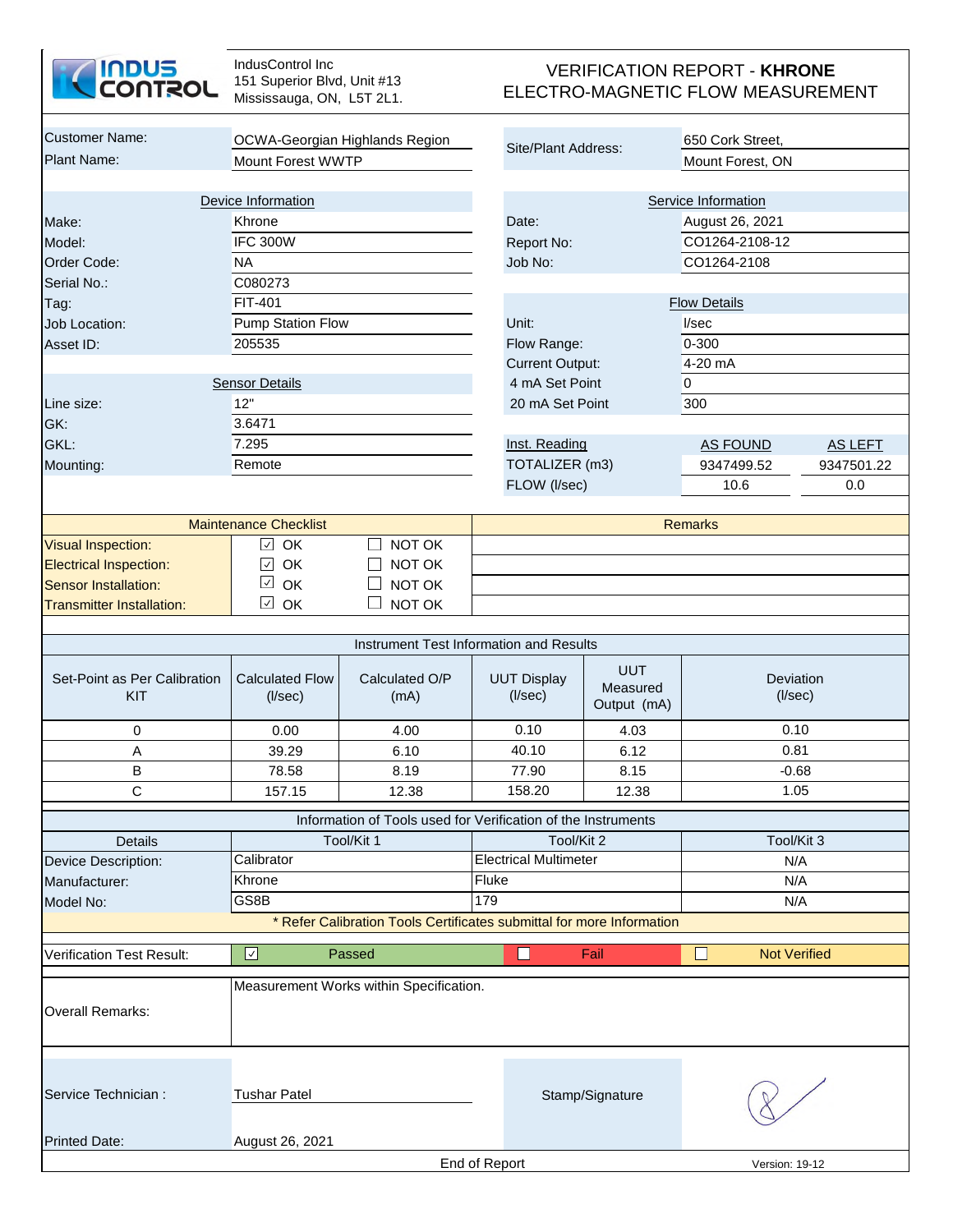IndusControl Inc
151 Superior Blvd, Unit #13
Mississauga, ON, L5T 2L1.

# VERIFICATION REPORT - **KHRONE**
# ELECTRO-MAGNETIC FLOW MEASUREMENT

| | | | |
|---|---|---|---|
| Customer Name: | OCWA-Georgian Highlands Region | Site/Plant Address: | 650 Cork Street, |
| Plant Name: | Mount Forest WWTP | | Mount Forest, ON |

| Device Information | | Service Information | | |
|---|---|---|---|---|
| Make: | Khrone | Date: | August 26, 2021 | |
| Model: | IFC 300W | Report No: | CO1264-2108-12 | |
| Order Code: | NA | Job No: | CO1264-2108 | |
| Serial No.: | C080273 | | | |
| Tag: | FIT-401 | **Flow Details** | | |
| Job Location: | Pump Station Flow | Unit: | l/sec | |
| Asset ID: | 205535 | Flow Range: | 0-300 | |
| | | Current Output: | 4-20 mA | |
| **Sensor Details** | | 4 mA Set Point | 0 | |
| Line size: | 12" | 20 mA Set Point | 300 | |
| GK: | 3.6471 | | | |
| GKL: | 7.295 | Inst. Reading | AS FOUND | AS LEFT |
| Mounting: | Remote | TOTALIZER (m3) | 9347499.52 | 9347501.22 |
| | | FLOW (l/sec) | 10.6 | 0.0 |

| Maintenance Checklist | | | Remarks |
|---|---|---|---|
| Visual Inspection: | ☑ OK | ☐ NOT OK | |
| Electrical Inspection: | ☑ OK | ☐ NOT OK | |
| Sensor Installation: | ☑ OK | ☐ NOT OK | |
| Transmitter Installation: | ☑ OK | ☐ NOT OK | |

**Instrument Test Information and Results**

| Set-Point as Per Calibration KIT | Calculated Flow (l/sec) | Calculated O/P (mA) | UUT Display (l/sec) | UUT Measured Output (mA) | Deviation (l/sec) |
|---|---|---|---|---|---|
| 0 | 0.00 | 4.00 | 0.10 | 4.03 | 0.10 |
| A | 39.29 | 6.10 | 40.10 | 6.12 | 0.81 |
| B | 78.58 | 8.19 | 77.90 | 8.15 | -0.68 |
| C | 157.15 | 12.38 | 158.20 | 12.38 | 1.05 |

**Information of Tools used for Verification of the Instruments**

| Details | Tool/Kit 1 | Tool/Kit 2 | Tool/Kit 3 |
|---|---|---|---|
| Device Description: | Calibrator | Electrical Multimeter | N/A |
| Manufacturer: | Khrone | Fluke | N/A |
| Model No: | GS8B | 179 | N/A |

\* Refer Calibration Tools Certificates submittal for more Information

| Verification Test Result: | ☑ Passed | ☐ Fail | ☐ Not Verified |
|---|---|---|---|

**Overall Remarks:** Measurement Works within Specification.

| | | | |
|---|---|---|---|
| Service Technician : | Tushar Patel | Stamp/Signature | [signature] |
| Printed Date: | August 26, 2021 | | |

End of Report

Version: 19-12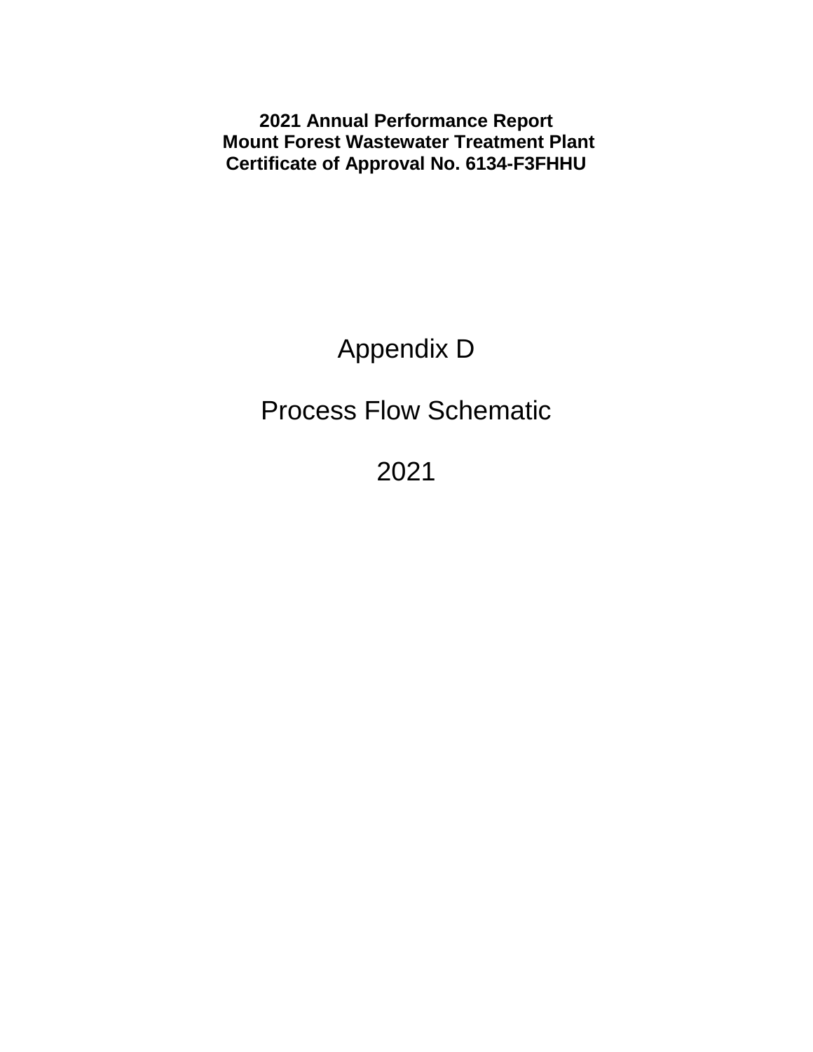**2021 Annual Performance Report**
**Mount Forest Wastewater Treatment Plant**
**Certificate of Approval No. 6134-F3FHHU**

# Appendix D

# Process Flow Schematic

# 2021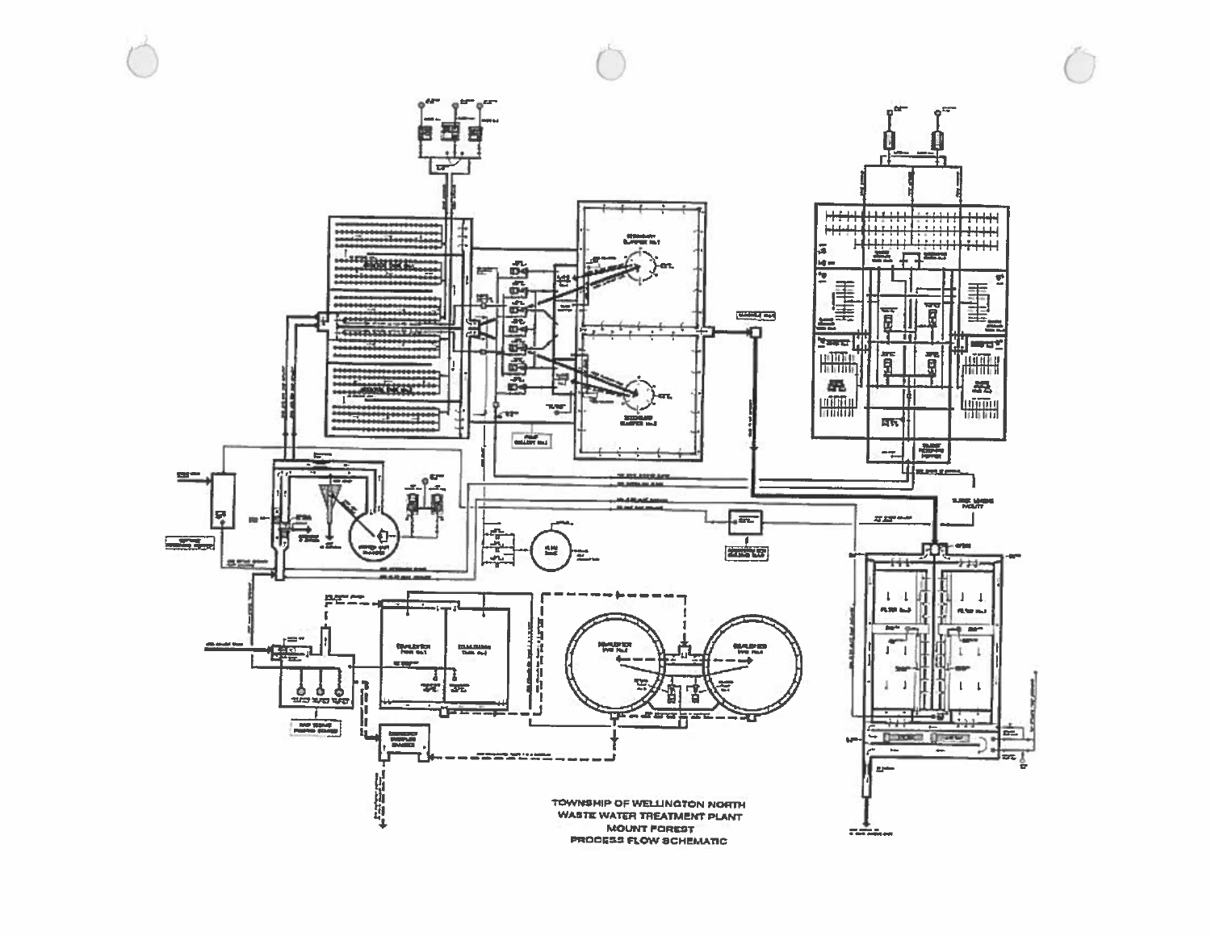TOWNSHIP OF WELLINGTON NORTH
WASTE WATER TREATMENT PLANT
MOUNT FOREST
PROCESS FLOW SCHEMATIC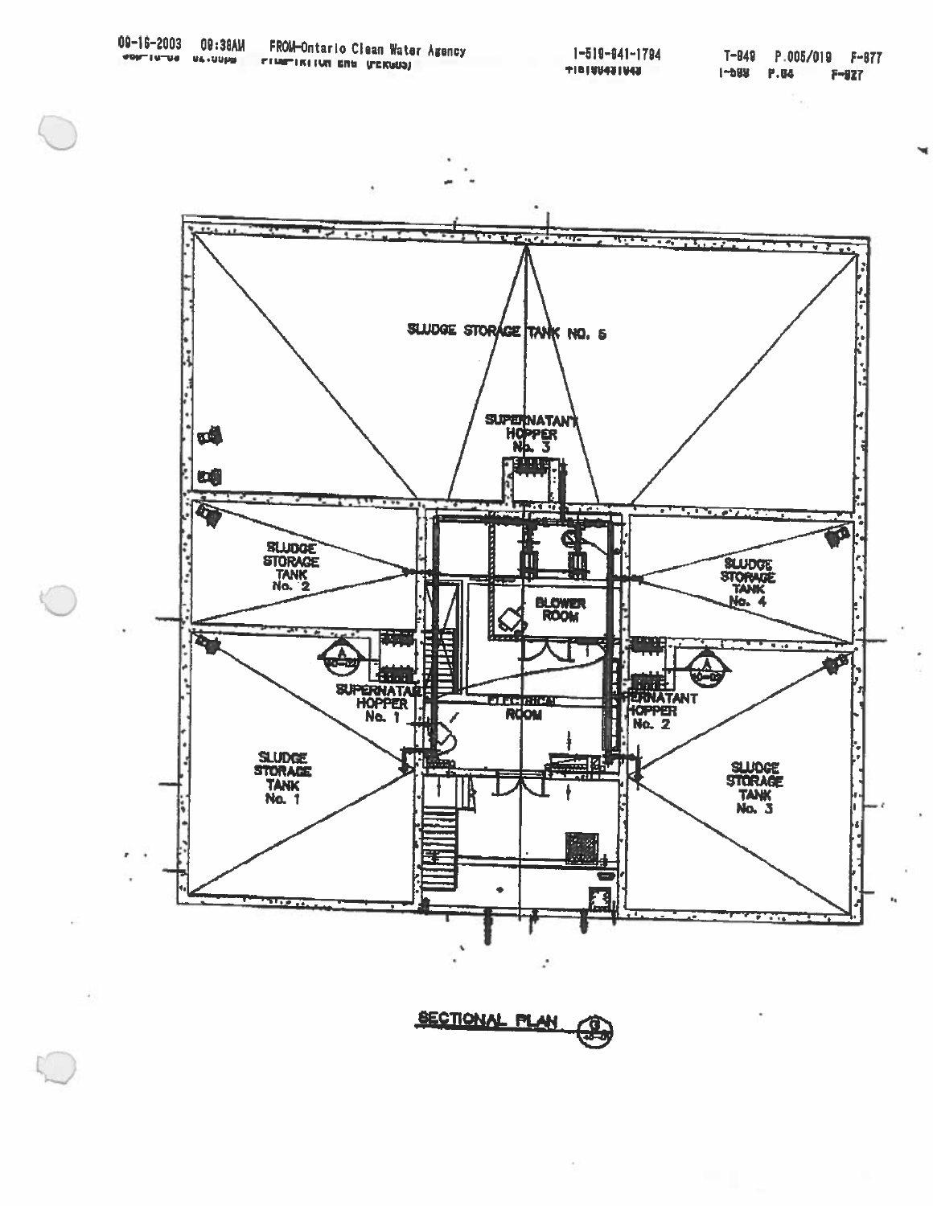SLUDGE STORAGE TANK NO. 5

SUPERNATANT HOPPER No. 3

SLUDGE STORAGE TANK No. 2

BLOWER ROOM

SLUDGE STORAGE TANK No. 4

SUPERNATANT HOPPER No. 1

ELECTRICAL ROOM

SUPERNATANT HOPPER No. 2

SLUDGE STORAGE TANK No. 1

SLUDGE STORAGE TANK No. 3

SECTIONAL PLAN